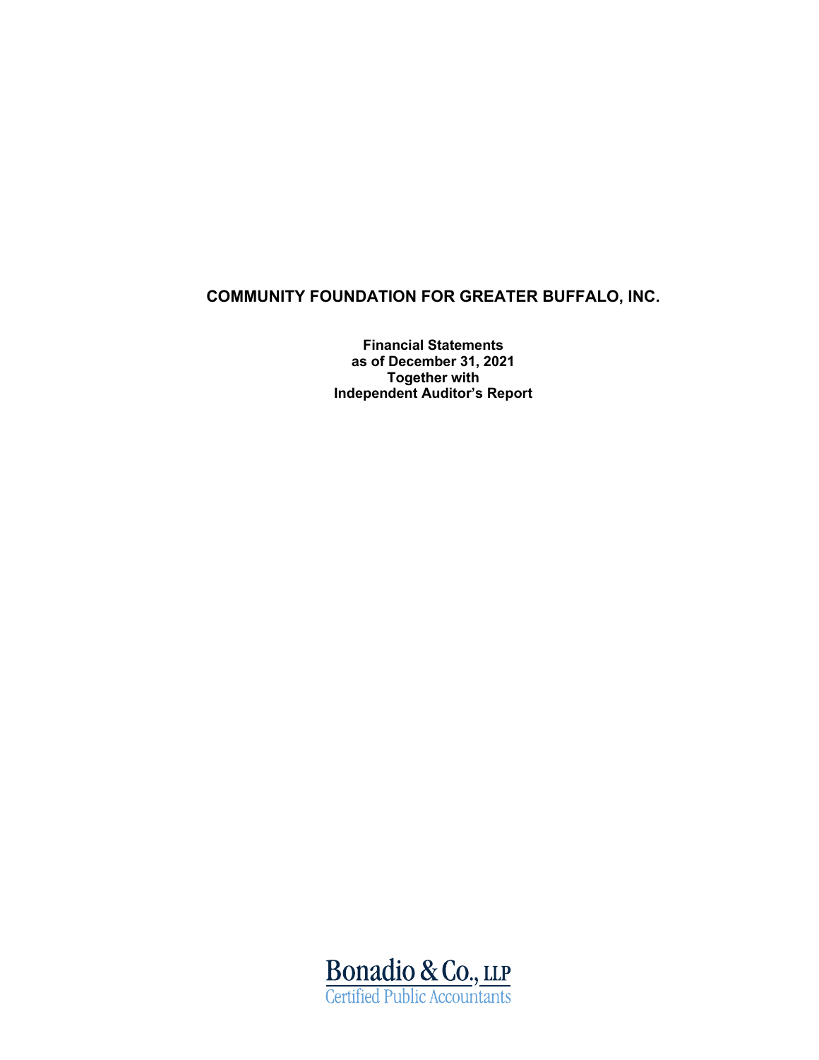# COMMUNITY FOUNDATION FOR GREATER BUFFALO, INC.

**Financial Statements**
**as of December 31, 2021**
**Together with**
**Independent Auditor's Report**

Bonadio & Co., LLP
Certified Public Accountants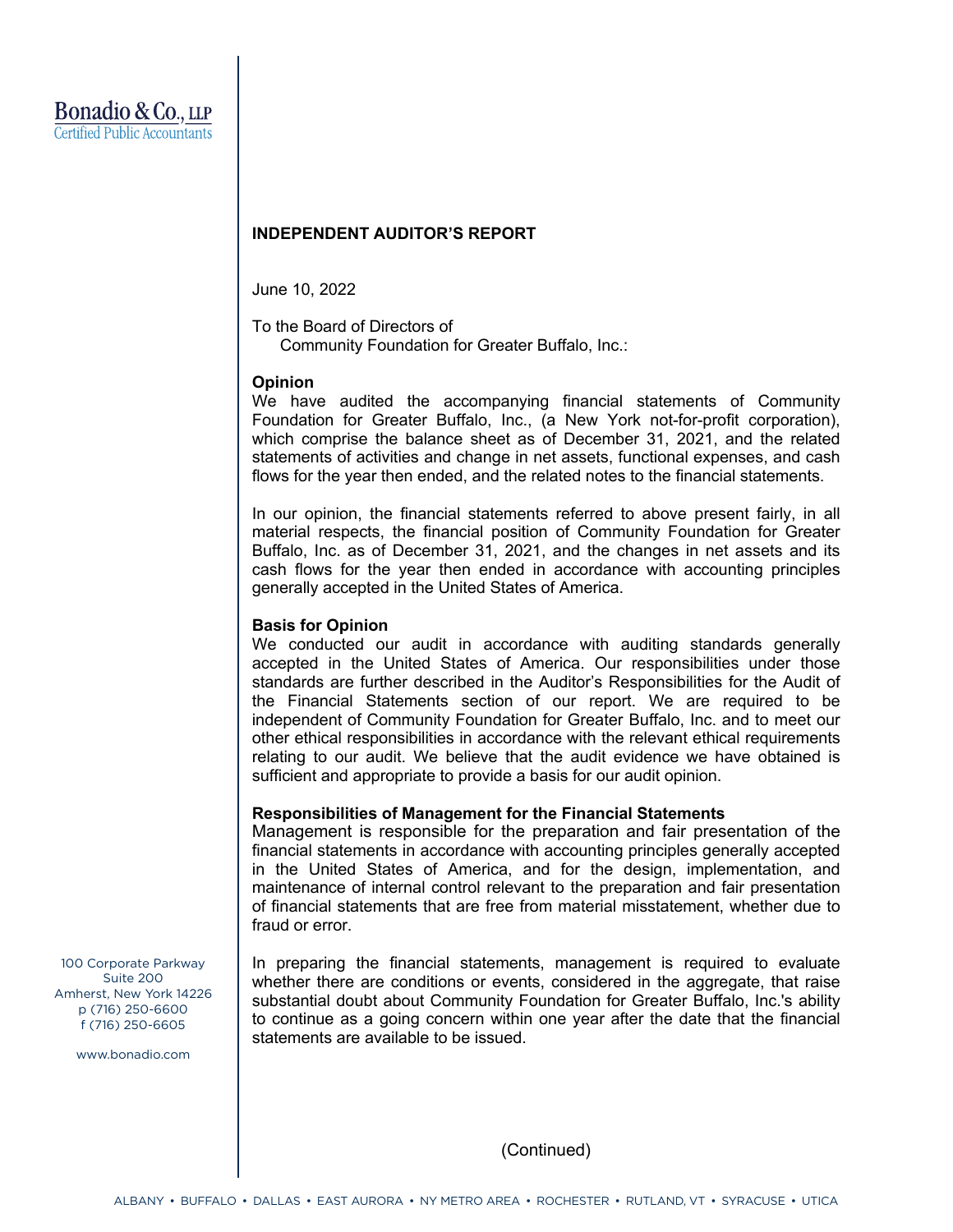# INDEPENDENT AUDITOR'S REPORT

June 10, 2022

To the Board of Directors of
Community Foundation for Greater Buffalo, Inc.:

**Opinion**

We have audited the accompanying financial statements of Community Foundation for Greater Buffalo, Inc., (a New York not-for-profit corporation), which comprise the balance sheet as of December 31, 2021, and the related statements of activities and change in net assets, functional expenses, and cash flows for the year then ended, and the related notes to the financial statements.

In our opinion, the financial statements referred to above present fairly, in all material respects, the financial position of Community Foundation for Greater Buffalo, Inc. as of December 31, 2021, and the changes in net assets and its cash flows for the year then ended in accordance with accounting principles generally accepted in the United States of America.

**Basis for Opinion**

We conducted our audit in accordance with auditing standards generally accepted in the United States of America. Our responsibilities under those standards are further described in the Auditor's Responsibilities for the Audit of the Financial Statements section of our report. We are required to be independent of Community Foundation for Greater Buffalo, Inc. and to meet our other ethical responsibilities in accordance with the relevant ethical requirements relating to our audit. We believe that the audit evidence we have obtained is sufficient and appropriate to provide a basis for our audit opinion.

**Responsibilities of Management for the Financial Statements**

Management is responsible for the preparation and fair presentation of the financial statements in accordance with accounting principles generally accepted in the United States of America, and for the design, implementation, and maintenance of internal control relevant to the preparation and fair presentation of financial statements that are free from material misstatement, whether due to fraud or error.

In preparing the financial statements, management is required to evaluate whether there are conditions or events, considered in the aggregate, that raise substantial doubt about Community Foundation for Greater Buffalo, Inc.'s ability to continue as a going concern within one year after the date that the financial statements are available to be issued.

(Continued)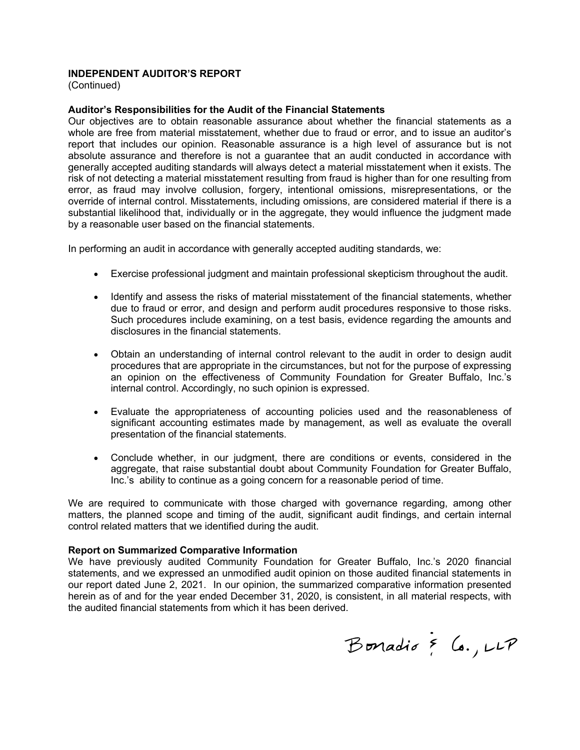**INDEPENDENT AUDITOR'S REPORT**
(Continued)

**Auditor's Responsibilities for the Audit of the Financial Statements**
Our objectives are to obtain reasonable assurance about whether the financial statements as a whole are free from material misstatement, whether due to fraud or error, and to issue an auditor's report that includes our opinion. Reasonable assurance is a high level of assurance but is not absolute assurance and therefore is not a guarantee that an audit conducted in accordance with generally accepted auditing standards will always detect a material misstatement when it exists. The risk of not detecting a material misstatement resulting from fraud is higher than for one resulting from error, as fraud may involve collusion, forgery, intentional omissions, misrepresentations, or the override of internal control. Misstatements, including omissions, are considered material if there is a substantial likelihood that, individually or in the aggregate, they would influence the judgment made by a reasonable user based on the financial statements.

In performing an audit in accordance with generally accepted auditing standards, we:

- Exercise professional judgment and maintain professional skepticism throughout the audit.
- Identify and assess the risks of material misstatement of the financial statements, whether due to fraud or error, and design and perform audit procedures responsive to those risks. Such procedures include examining, on a test basis, evidence regarding the amounts and disclosures in the financial statements.
- Obtain an understanding of internal control relevant to the audit in order to design audit procedures that are appropriate in the circumstances, but not for the purpose of expressing an opinion on the effectiveness of Community Foundation for Greater Buffalo, Inc.'s internal control. Accordingly, no such opinion is expressed.
- Evaluate the appropriateness of accounting policies used and the reasonableness of significant accounting estimates made by management, as well as evaluate the overall presentation of the financial statements.
- Conclude whether, in our judgment, there are conditions or events, considered in the aggregate, that raise substantial doubt about Community Foundation for Greater Buffalo, Inc.'s ability to continue as a going concern for a reasonable period of time.

We are required to communicate with those charged with governance regarding, among other matters, the planned scope and timing of the audit, significant audit findings, and certain internal control related matters that we identified during the audit.

**Report on Summarized Comparative Information**
We have previously audited Community Foundation for Greater Buffalo, Inc.'s 2020 financial statements, and we expressed an unmodified audit opinion on those audited financial statements in our report dated June 2, 2021. In our opinion, the summarized comparative information presented herein as of and for the year ended December 31, 2020, is consistent, in all material respects, with the audited financial statements from which it has been derived.

Bonadio & Co., LLP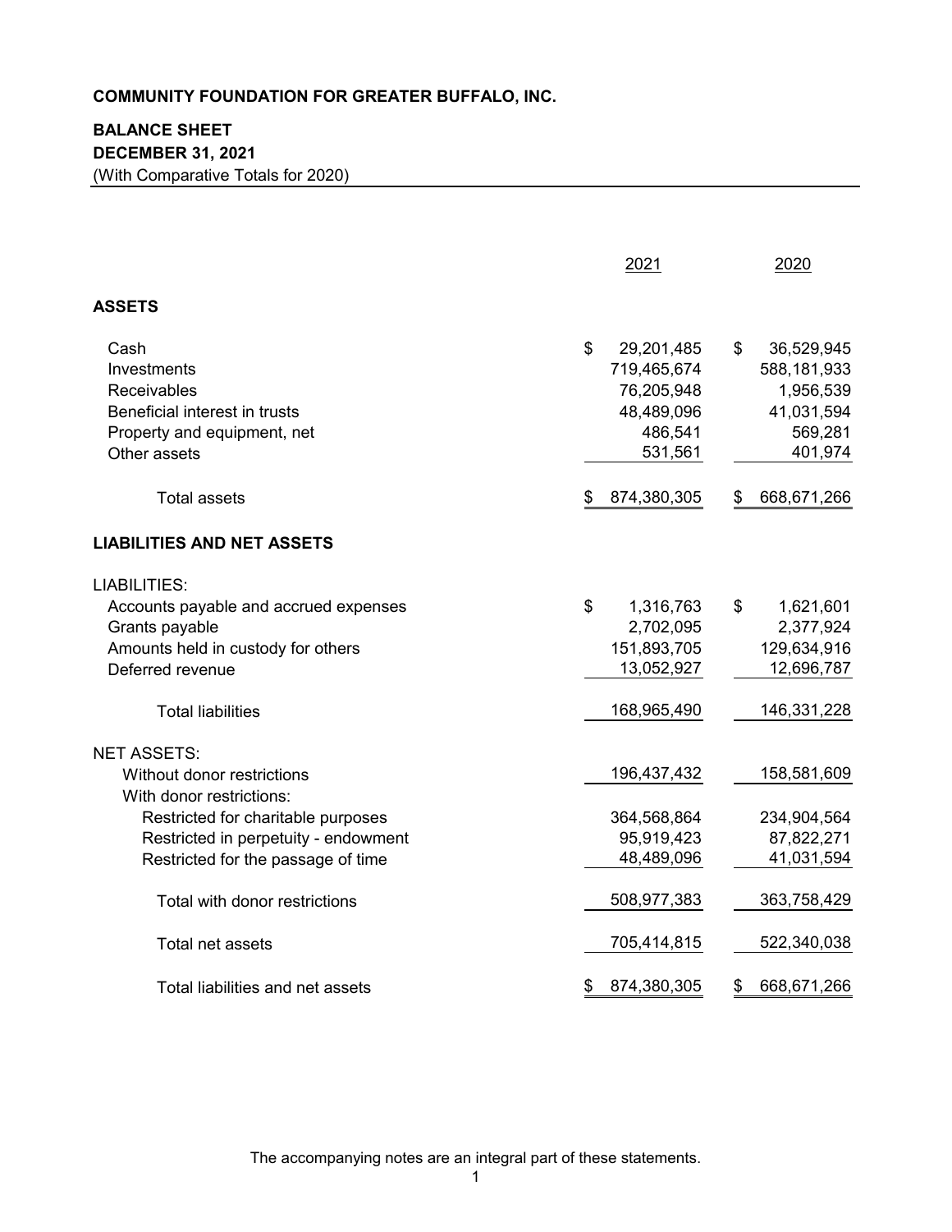**COMMUNITY FOUNDATION FOR GREATER BUFFALO, INC.**

**BALANCE SHEET**
**DECEMBER 31, 2021**
(With Comparative Totals for 2020)

| | 2021 | 2020 |
|---|---|---|
| **ASSETS** | | |
| Cash | $ 29,201,485 | $ 36,529,945 |
| Investments | 719,465,674 | 588,181,933 |
| Receivables | 76,205,948 | 1,956,539 |
| Beneficial interest in trusts | 48,489,096 | 41,031,594 |
| Property and equipment, net | 486,541 | 569,281 |
| Other assets | 531,561 | 401,974 |
| Total assets | $ 874,380,305 | $ 668,671,266 |
| **LIABILITIES AND NET ASSETS** | | |
| LIABILITIES: | | |
| Accounts payable and accrued expenses | $ 1,316,763 | $ 1,621,601 |
| Grants payable | 2,702,095 | 2,377,924 |
| Amounts held in custody for others | 151,893,705 | 129,634,916 |
| Deferred revenue | 13,052,927 | 12,696,787 |
| Total liabilities | 168,965,490 | 146,331,228 |
| NET ASSETS: | | |
| Without donor restrictions | 196,437,432 | 158,581,609 |
| With donor restrictions: | | |
| Restricted for charitable purposes | 364,568,864 | 234,904,564 |
| Restricted in perpetuity - endowment | 95,919,423 | 87,822,271 |
| Restricted for the passage of time | 48,489,096 | 41,031,594 |
| Total with donor restrictions | 508,977,383 | 363,758,429 |
| Total net assets | 705,414,815 | 522,340,038 |
| Total liabilities and net assets | $ 874,380,305 | $ 668,671,266 |

The accompanying notes are an integral part of these statements.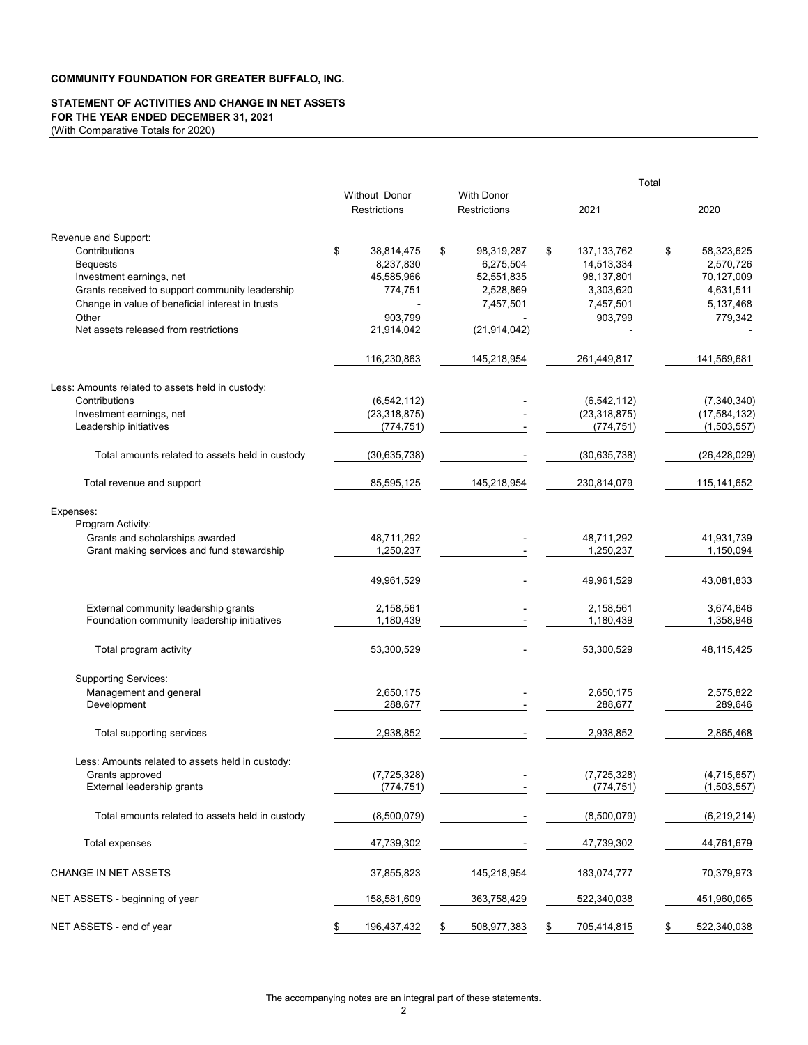**COMMUNITY FOUNDATION FOR GREATER BUFFALO, INC.**

**STATEMENT OF ACTIVITIES AND CHANGE IN NET ASSETS**
**FOR THE YEAR ENDED DECEMBER 31, 2021**
(With Comparative Totals for 2020)

| | Without Donor Restrictions | With Donor Restrictions | Total 2021 | Total 2020 |
|---|---|---|---|---|
| Revenue and Support: | | | | |
| Contributions | $ 38,814,475 | $ 98,319,287 | $ 137,133,762 | $ 58,323,625 |
| Bequests | 8,237,830 | 6,275,504 | 14,513,334 | 2,570,726 |
| Investment earnings, net | 45,585,966 | 52,551,835 | 98,137,801 | 70,127,009 |
| Grants received to support community leadership | 774,751 | 2,528,869 | 3,303,620 | 4,631,511 |
| Change in value of beneficial interest in trusts | - | 7,457,501 | 7,457,501 | 5,137,468 |
| Other | 903,799 | - | 903,799 | 779,342 |
| Net assets released from restrictions | 21,914,042 | (21,914,042) | - | - |
| | 116,230,863 | 145,218,954 | 261,449,817 | 141,569,681 |
| Less: Amounts related to assets held in custody: | | | | |
| Contributions | (6,542,112) | - | (6,542,112) | (7,340,340) |
| Investment earnings, net | (23,318,875) | - | (23,318,875) | (17,584,132) |
| Leadership initiatives | (774,751) | - | (774,751) | (1,503,557) |
| Total amounts related to assets held in custody | (30,635,738) | - | (30,635,738) | (26,428,029) |
| Total revenue and support | 85,595,125 | 145,218,954 | 230,814,079 | 115,141,652 |
| Expenses: | | | | |
| Program Activity: | | | | |
| Grants and scholarships awarded | 48,711,292 | - | 48,711,292 | 41,931,739 |
| Grant making services and fund stewardship | 1,250,237 | - | 1,250,237 | 1,150,094 |
| | 49,961,529 | - | 49,961,529 | 43,081,833 |
| External community leadership grants | 2,158,561 | - | 2,158,561 | 3,674,646 |
| Foundation community leadership initiatives | 1,180,439 | - | 1,180,439 | 1,358,946 |
| Total program activity | 53,300,529 | - | 53,300,529 | 48,115,425 |
| Supporting Services: | | | | |
| Management and general | 2,650,175 | - | 2,650,175 | 2,575,822 |
| Development | 288,677 | - | 288,677 | 289,646 |
| Total supporting services | 2,938,852 | - | 2,938,852 | 2,865,468 |
| Less: Amounts related to assets held in custody: | | | | |
| Grants approved | (7,725,328) | - | (7,725,328) | (4,715,657) |
| External leadership grants | (774,751) | - | (774,751) | (1,503,557) |
| Total amounts related to assets held in custody | (8,500,079) | - | (8,500,079) | (6,219,214) |
| Total expenses | 47,739,302 | - | 47,739,302 | 44,761,679 |
| CHANGE IN NET ASSETS | 37,855,823 | 145,218,954 | 183,074,777 | 70,379,973 |
| NET ASSETS - beginning of year | 158,581,609 | 363,758,429 | 522,340,038 | 451,960,065 |
| NET ASSETS - end of year | $ 196,437,432 | $ 508,977,383 | $ 705,414,815 | $ 522,340,038 |

The accompanying notes are an integral part of these statements.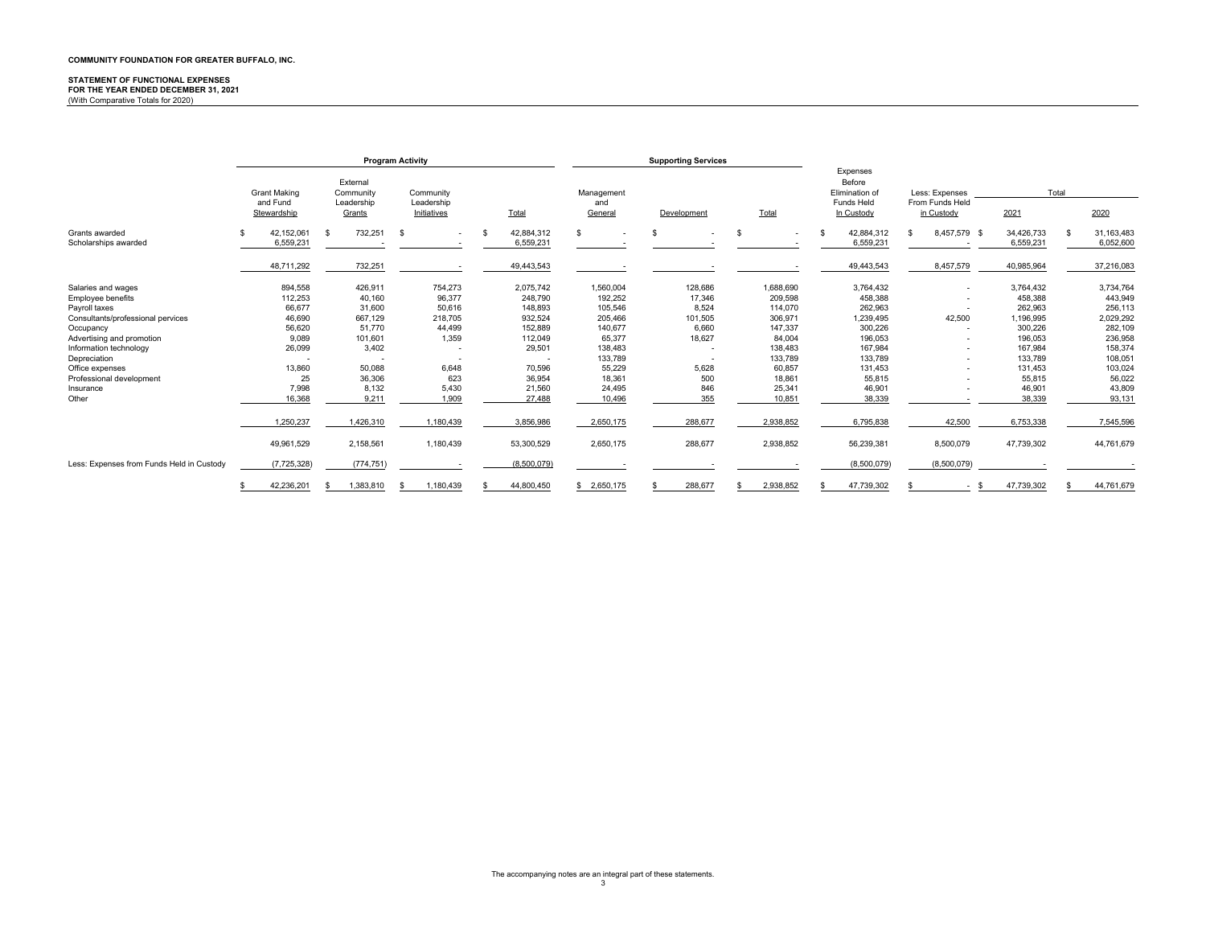**COMMUNITY FOUNDATION FOR GREATER BUFFALO, INC.**

**STATEMENT OF FUNCTIONAL EXPENSES**
**FOR THE YEAR ENDED DECEMBER 31, 2021**
(With Comparative Totals for 2020)

| | Program Activity | | | | Supporting Services | | | | | | |
|---|---|---|---|---|---|---|---|---|---|---|---|
| | Grant Making and Fund Stewardship | External Community Leadership Grants | Community Leadership Initiatives | Total | Management and General | Development | Total | Expenses Before Elimination of Funds Held In Custody | Less: Expenses From Funds Held in Custody | Total 2021 | Total 2020 |
| Grants awarded | $ 42,152,061 | $ 732,251 | $ - | $ 42,884,312 | $ - | $ - | $ - | $ 42,884,312 | $ 8,457,579 | $ 34,426,733 | $ 31,163,483 |
| Scholarships awarded | 6,559,231 | - | - | 6,559,231 | - | - | - | 6,559,231 | - | 6,559,231 | 6,052,600 |
| | 48,711,292 | 732,251 | - | 49,443,543 | - | - | - | 49,443,543 | 8,457,579 | 40,985,964 | 37,216,083 |
| Salaries and wages | 894,558 | 426,911 | 754,273 | 2,075,742 | 1,560,004 | 128,686 | 1,688,690 | 3,764,432 | - | 3,764,432 | 3,734,764 |
| Employee benefits | 112,253 | 40,160 | 96,377 | 248,790 | 192,252 | 17,346 | 209,598 | 458,388 | - | 458,388 | 443,949 |
| Payroll taxes | 66,677 | 31,600 | 50,616 | 148,893 | 105,546 | 8,524 | 114,070 | 262,963 | - | 262,963 | 256,113 |
| Consultants/professional pervices | 46,690 | 667,129 | 218,705 | 932,524 | 205,466 | 101,505 | 306,971 | 1,239,495 | 42,500 | 1,196,995 | 2,029,292 |
| Occupancy | 56,620 | 51,770 | 44,499 | 152,889 | 140,677 | 6,660 | 147,337 | 300,226 | - | 300,226 | 282,109 |
| Advertising and promotion | 9,089 | 101,601 | 1,359 | 112,049 | 65,377 | 18,627 | 84,004 | 196,053 | - | 196,053 | 236,958 |
| Information technology | 26,099 | 3,402 | - | 29,501 | 138,483 | - | 138,483 | 167,984 | - | 167,984 | 158,374 |
| Depreciation | - | - | - | - | 133,789 | - | 133,789 | 133,789 | - | 133,789 | 108,051 |
| Office expenses | 13,860 | 50,088 | 6,648 | 70,596 | 55,229 | 5,628 | 60,857 | 131,453 | - | 131,453 | 103,024 |
| Professional development | 25 | 36,306 | 623 | 36,954 | 18,361 | 500 | 18,861 | 55,815 | - | 55,815 | 56,022 |
| Insurance | 7,998 | 8,132 | 5,430 | 21,560 | 24,495 | 846 | 25,341 | 46,901 | - | 46,901 | 43,809 |
| Other | 16,368 | 9,211 | 1,909 | 27,488 | 10,496 | 355 | 10,851 | 38,339 | - | 38,339 | 93,131 |
| | 1,250,237 | 1,426,310 | 1,180,439 | 3,856,986 | 2,650,175 | 288,677 | 2,938,852 | 6,795,838 | 42,500 | 6,753,338 | 7,545,596 |
| | 49,961,529 | 2,158,561 | 1,180,439 | 53,300,529 | 2,650,175 | 288,677 | 2,938,852 | 56,239,381 | 8,500,079 | 47,739,302 | 44,761,679 |
| Less: Expenses from Funds Held in Custody | (7,725,328) | (774,751) | - | (8,500,079) | - | - | - | (8,500,079) | (8,500,079) | - | - |
| | $ 42,236,201 | $ 1,383,810 | $ 1,180,439 | $ 44,800,450 | $ 2,650,175 | $ 288,677 | $ 2,938,852 | $ 47,739,302 | $ - | $ 47,739,302 | $ 44,761,679 |

The accompanying notes are an integral part of these statements.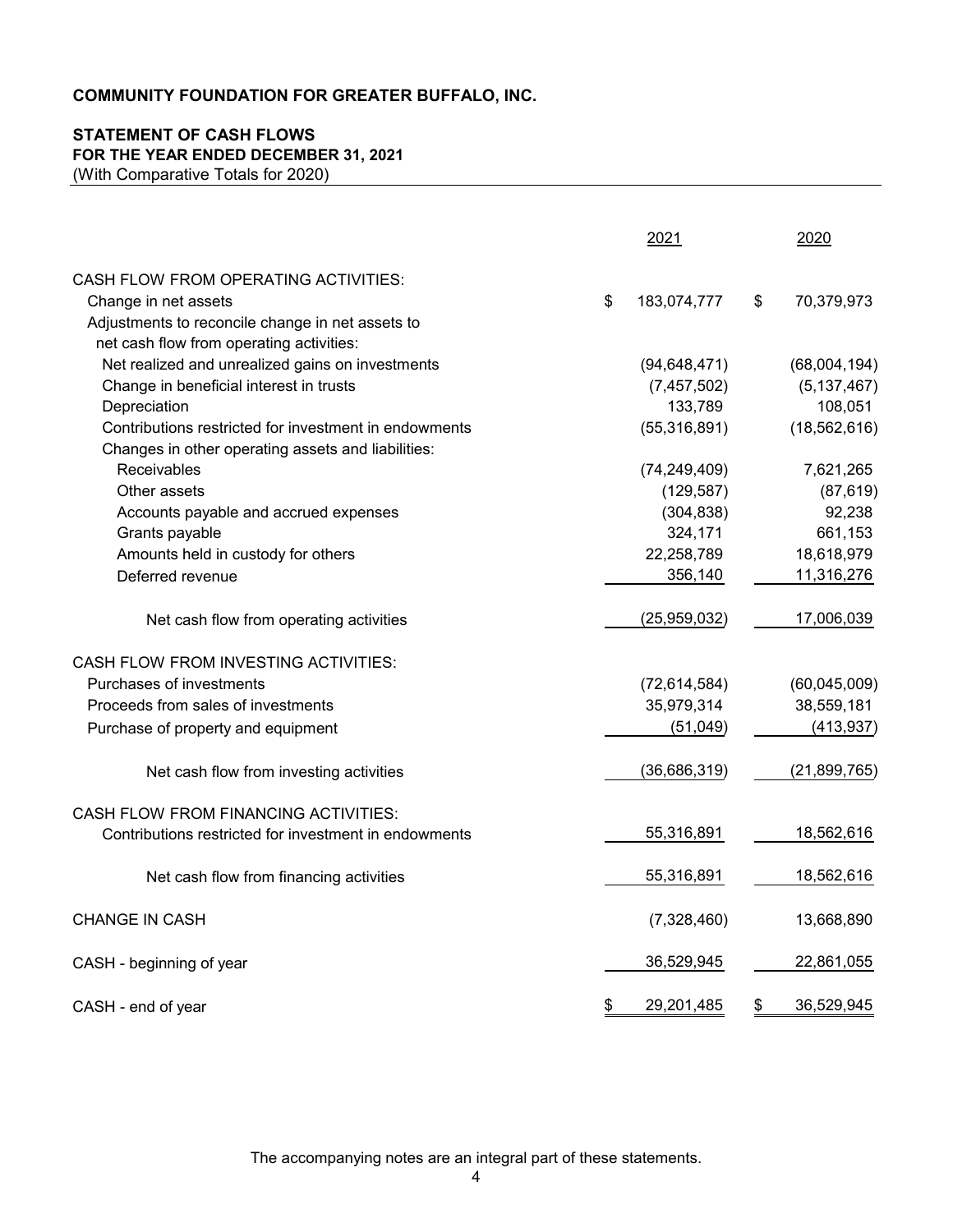**COMMUNITY FOUNDATION FOR GREATER BUFFALO, INC.**

**STATEMENT OF CASH FLOWS**
**FOR THE YEAR ENDED DECEMBER 31, 2021**
(With Comparative Totals for 2020)

| | 2021 | 2020 |
|---|---|---|
| CASH FLOW FROM OPERATING ACTIVITIES: | | |
| Change in net assets | $ 183,074,777 | $ 70,379,973 |
| Adjustments to reconcile change in net assets to net cash flow from operating activities: | | |
| Net realized and unrealized gains on investments | (94,648,471) | (68,004,194) |
| Change in beneficial interest in trusts | (7,457,502) | (5,137,467) |
| Depreciation | 133,789 | 108,051 |
| Contributions restricted for investment in endowments | (55,316,891) | (18,562,616) |
| Changes in other operating assets and liabilities: | | |
| Receivables | (74,249,409) | 7,621,265 |
| Other assets | (129,587) | (87,619) |
| Accounts payable and accrued expenses | (304,838) | 92,238 |
| Grants payable | 324,171 | 661,153 |
| Amounts held in custody for others | 22,258,789 | 18,618,979 |
| Deferred revenue | 356,140 | 11,316,276 |
| Net cash flow from operating activities | (25,959,032) | 17,006,039 |
| CASH FLOW FROM INVESTING ACTIVITIES: | | |
| Purchases of investments | (72,614,584) | (60,045,009) |
| Proceeds from sales of investments | 35,979,314 | 38,559,181 |
| Purchase of property and equipment | (51,049) | (413,937) |
| Net cash flow from investing activities | (36,686,319) | (21,899,765) |
| CASH FLOW FROM FINANCING ACTIVITIES: | | |
| Contributions restricted for investment in endowments | 55,316,891 | 18,562,616 |
| Net cash flow from financing activities | 55,316,891 | 18,562,616 |
| CHANGE IN CASH | (7,328,460) | 13,668,890 |
| CASH - beginning of year | 36,529,945 | 22,861,055 |
| CASH - end of year | $ 29,201,485 | $ 36,529,945 |

The accompanying notes are an integral part of these statements.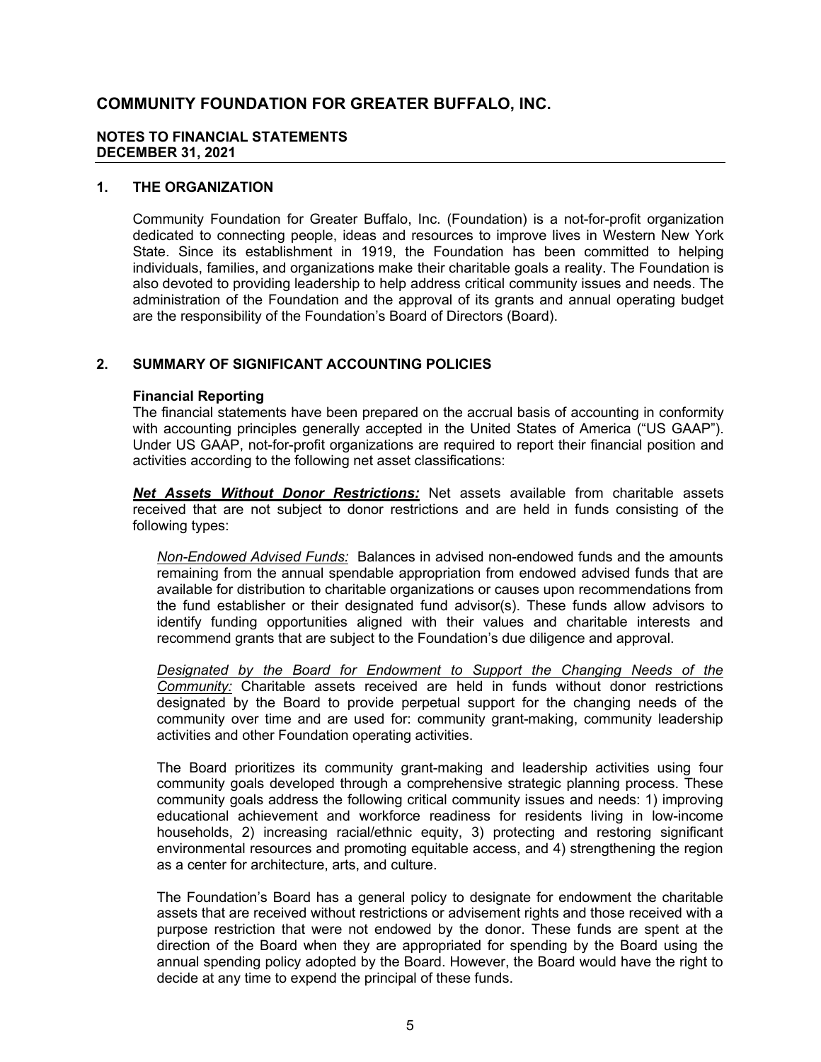# COMMUNITY FOUNDATION FOR GREATER BUFFALO, INC.

**NOTES TO FINANCIAL STATEMENTS**
**DECEMBER 31, 2021**

## 1. THE ORGANIZATION

Community Foundation for Greater Buffalo, Inc. (Foundation) is a not-for-profit organization dedicated to connecting people, ideas and resources to improve lives in Western New York State. Since its establishment in 1919, the Foundation has been committed to helping individuals, families, and organizations make their charitable goals a reality. The Foundation is also devoted to providing leadership to help address critical community issues and needs. The administration of the Foundation and the approval of its grants and annual operating budget are the responsibility of the Foundation's Board of Directors (Board).

## 2. SUMMARY OF SIGNIFICANT ACCOUNTING POLICIES

### Financial Reporting

The financial statements have been prepared on the accrual basis of accounting in conformity with accounting principles generally accepted in the United States of America ("US GAAP"). Under US GAAP, not-for-profit organizations are required to report their financial position and activities according to the following net asset classifications:

***Net Assets Without Donor Restrictions:*** Net assets available from charitable assets received that are not subject to donor restrictions and are held in funds consisting of the following types:

*Non-Endowed Advised Funds:* Balances in advised non-endowed funds and the amounts remaining from the annual spendable appropriation from endowed advised funds that are available for distribution to charitable organizations or causes upon recommendations from the fund establisher or their designated fund advisor(s). These funds allow advisors to identify funding opportunities aligned with their values and charitable interests and recommend grants that are subject to the Foundation's due diligence and approval.

*Designated by the Board for Endowment to Support the Changing Needs of the Community:* Charitable assets received are held in funds without donor restrictions designated by the Board to provide perpetual support for the changing needs of the community over time and are used for: community grant-making, community leadership activities and other Foundation operating activities.

The Board prioritizes its community grant-making and leadership activities using four community goals developed through a comprehensive strategic planning process. These community goals address the following critical community issues and needs: 1) improving educational achievement and workforce readiness for residents living in low-income households, 2) increasing racial/ethnic equity, 3) protecting and restoring significant environmental resources and promoting equitable access, and 4) strengthening the region as a center for architecture, arts, and culture.

The Foundation's Board has a general policy to designate for endowment the charitable assets that are received without restrictions or advisement rights and those received with a purpose restriction that were not endowed by the donor. These funds are spent at the direction of the Board when they are appropriated for spending by the Board using the annual spending policy adopted by the Board. However, the Board would have the right to decide at any time to expend the principal of these funds.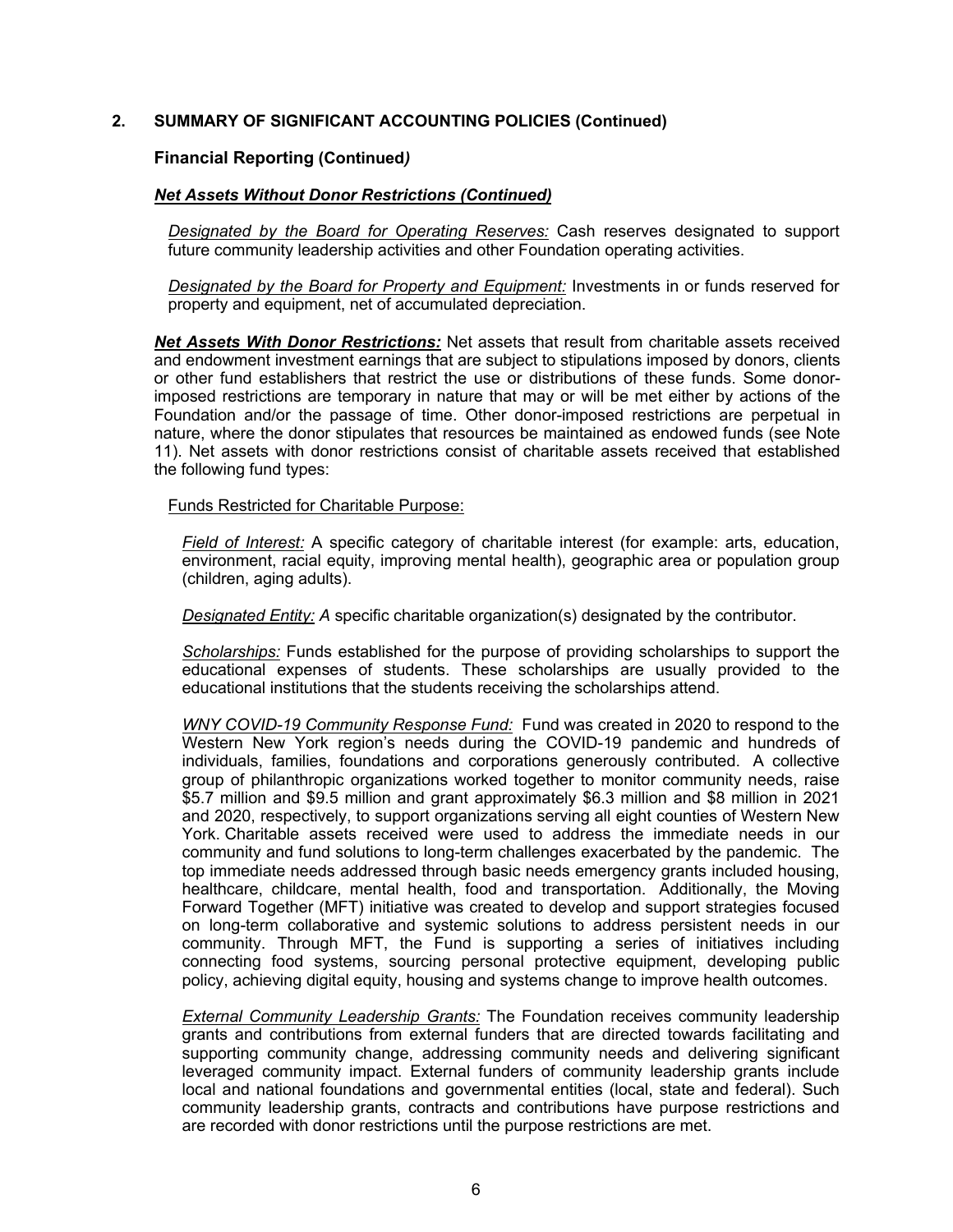## 2. SUMMARY OF SIGNIFICANT ACCOUNTING POLICIES (Continued)

### Financial Reporting (Continued)

***Net Assets Without Donor Restrictions (Continued)***

*Designated by the Board for Operating Reserves:* Cash reserves designated to support future community leadership activities and other Foundation operating activities.

*Designated by the Board for Property and Equipment:* Investments in or funds reserved for property and equipment, net of accumulated depreciation.

***Net Assets With Donor Restrictions:*** Net assets that result from charitable assets received and endowment investment earnings that are subject to stipulations imposed by donors, clients or other fund establishers that restrict the use or distributions of these funds. Some donor-imposed restrictions are temporary in nature that may or will be met either by actions of the Foundation and/or the passage of time. Other donor-imposed restrictions are perpetual in nature, where the donor stipulates that resources be maintained as endowed funds (see Note 11). Net assets with donor restrictions consist of charitable assets received that established the following fund types:

Funds Restricted for Charitable Purpose:

*Field of Interest:* A specific category of charitable interest (for example: arts, education, environment, racial equity, improving mental health), geographic area or population group (children, aging adults).

*Designated Entity: A* specific charitable organization(s) designated by the contributor.

*Scholarships:* Funds established for the purpose of providing scholarships to support the educational expenses of students. These scholarships are usually provided to the educational institutions that the students receiving the scholarships attend.

*WNY COVID-19 Community Response Fund:* Fund was created in 2020 to respond to the Western New York region's needs during the COVID-19 pandemic and hundreds of individuals, families, foundations and corporations generously contributed. A collective group of philanthropic organizations worked together to monitor community needs, raise $5.7 million and $9.5 million and grant approximately $6.3 million and $8 million in 2021 and 2020, respectively, to support organizations serving all eight counties of Western New York. Charitable assets received were used to address the immediate needs in our community and fund solutions to long-term challenges exacerbated by the pandemic. The top immediate needs addressed through basic needs emergency grants included housing, healthcare, childcare, mental health, food and transportation. Additionally, the Moving Forward Together (MFT) initiative was created to develop and support strategies focused on long-term collaborative and systemic solutions to address persistent needs in our community. Through MFT, the Fund is supporting a series of initiatives including connecting food systems, sourcing personal protective equipment, developing public policy, achieving digital equity, housing and systems change to improve health outcomes.

*External Community Leadership Grants:* The Foundation receives community leadership grants and contributions from external funders that are directed towards facilitating and supporting community change, addressing community needs and delivering significant leveraged community impact. External funders of community leadership grants include local and national foundations and governmental entities (local, state and federal). Such community leadership grants, contracts and contributions have purpose restrictions and are recorded with donor restrictions until the purpose restrictions are met.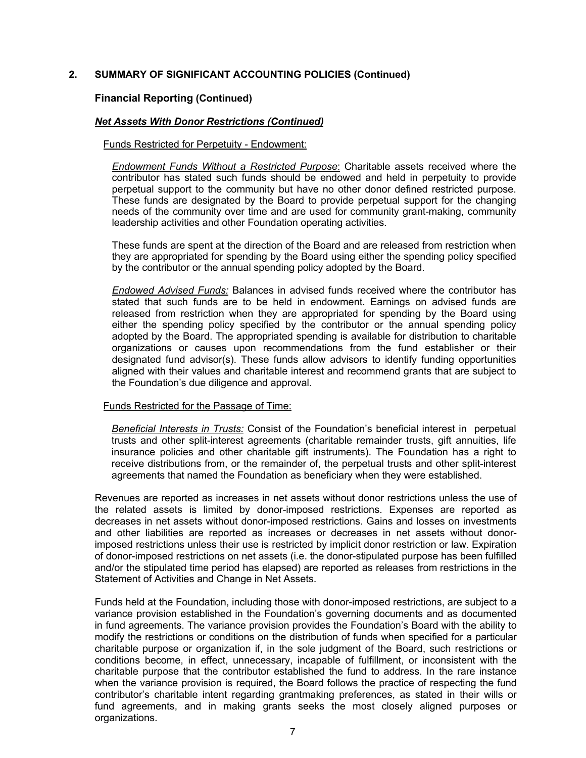## 2. SUMMARY OF SIGNIFICANT ACCOUNTING POLICIES (Continued)

### Financial Reporting (Continued)

#### ***Net Assets With Donor Restrictions (Continued)***

Funds Restricted for Perpetuity - Endowment:

*Endowment Funds Without a Restricted Purpose*: Charitable assets received where the contributor has stated such funds should be endowed and held in perpetuity to provide perpetual support to the community but have no other donor defined restricted purpose. These funds are designated by the Board to provide perpetual support for the changing needs of the community over time and are used for community grant-making, community leadership activities and other Foundation operating activities.

These funds are spent at the direction of the Board and are released from restriction when they are appropriated for spending by the Board using either the spending policy specified by the contributor or the annual spending policy adopted by the Board.

*Endowed Advised Funds:* Balances in advised funds received where the contributor has stated that such funds are to be held in endowment. Earnings on advised funds are released from restriction when they are appropriated for spending by the Board using either the spending policy specified by the contributor or the annual spending policy adopted by the Board. The appropriated spending is available for distribution to charitable organizations or causes upon recommendations from the fund establisher or their designated fund advisor(s). These funds allow advisors to identify funding opportunities aligned with their values and charitable interest and recommend grants that are subject to the Foundation's due diligence and approval.

Funds Restricted for the Passage of Time:

*Beneficial Interests in Trusts:* Consist of the Foundation's beneficial interest in perpetual trusts and other split-interest agreements (charitable remainder trusts, gift annuities, life insurance policies and other charitable gift instruments). The Foundation has a right to receive distributions from, or the remainder of, the perpetual trusts and other split-interest agreements that named the Foundation as beneficiary when they were established.

Revenues are reported as increases in net assets without donor restrictions unless the use of the related assets is limited by donor-imposed restrictions. Expenses are reported as decreases in net assets without donor-imposed restrictions. Gains and losses on investments and other liabilities are reported as increases or decreases in net assets without donor-imposed restrictions unless their use is restricted by implicit donor restriction or law. Expiration of donor-imposed restrictions on net assets (i.e. the donor-stipulated purpose has been fulfilled and/or the stipulated time period has elapsed) are reported as releases from restrictions in the Statement of Activities and Change in Net Assets.

Funds held at the Foundation, including those with donor-imposed restrictions, are subject to a variance provision established in the Foundation's governing documents and as documented in fund agreements. The variance provision provides the Foundation's Board with the ability to modify the restrictions or conditions on the distribution of funds when specified for a particular charitable purpose or organization if, in the sole judgment of the Board, such restrictions or conditions become, in effect, unnecessary, incapable of fulfillment, or inconsistent with the charitable purpose that the contributor established the fund to address. In the rare instance when the variance provision is required, the Board follows the practice of respecting the fund contributor's charitable intent regarding grantmaking preferences, as stated in their wills or fund agreements, and in making grants seeks the most closely aligned purposes or organizations.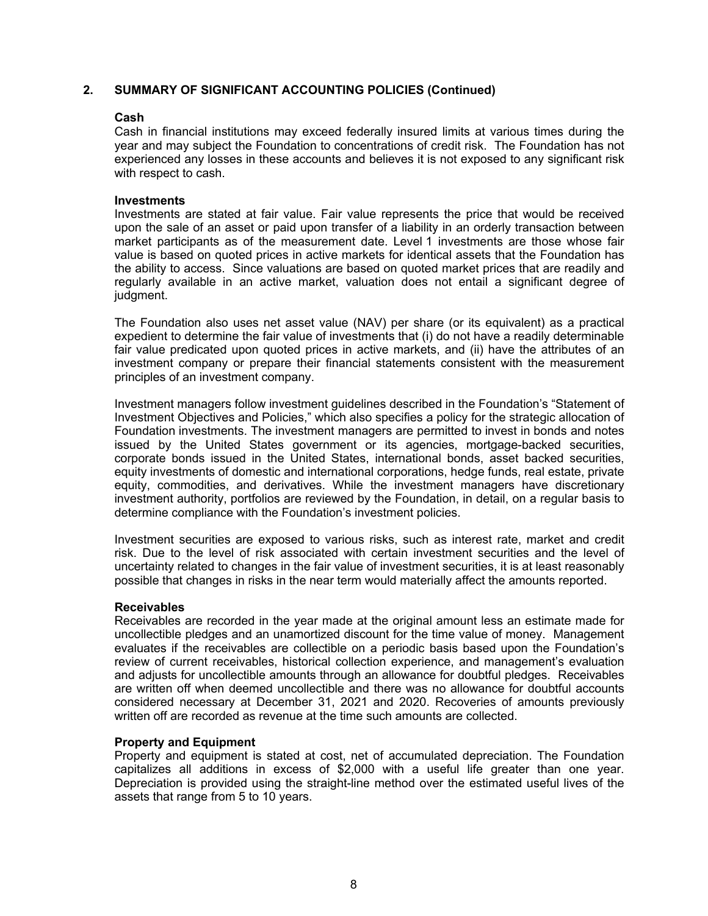## 2. SUMMARY OF SIGNIFICANT ACCOUNTING POLICIES (Continued)

### Cash

Cash in financial institutions may exceed federally insured limits at various times during the year and may subject the Foundation to concentrations of credit risk. The Foundation has not experienced any losses in these accounts and believes it is not exposed to any significant risk with respect to cash.

### Investments

Investments are stated at fair value. Fair value represents the price that would be received upon the sale of an asset or paid upon transfer of a liability in an orderly transaction between market participants as of the measurement date. Level 1 investments are those whose fair value is based on quoted prices in active markets for identical assets that the Foundation has the ability to access. Since valuations are based on quoted market prices that are readily and regularly available in an active market, valuation does not entail a significant degree of judgment.

The Foundation also uses net asset value (NAV) per share (or its equivalent) as a practical expedient to determine the fair value of investments that (i) do not have a readily determinable fair value predicated upon quoted prices in active markets, and (ii) have the attributes of an investment company or prepare their financial statements consistent with the measurement principles of an investment company.

Investment managers follow investment guidelines described in the Foundation's "Statement of Investment Objectives and Policies," which also specifies a policy for the strategic allocation of Foundation investments. The investment managers are permitted to invest in bonds and notes issued by the United States government or its agencies, mortgage-backed securities, corporate bonds issued in the United States, international bonds, asset backed securities, equity investments of domestic and international corporations, hedge funds, real estate, private equity, commodities, and derivatives. While the investment managers have discretionary investment authority, portfolios are reviewed by the Foundation, in detail, on a regular basis to determine compliance with the Foundation's investment policies.

Investment securities are exposed to various risks, such as interest rate, market and credit risk. Due to the level of risk associated with certain investment securities and the level of uncertainty related to changes in the fair value of investment securities, it is at least reasonably possible that changes in risks in the near term would materially affect the amounts reported.

### Receivables

Receivables are recorded in the year made at the original amount less an estimate made for uncollectible pledges and an unamortized discount for the time value of money. Management evaluates if the receivables are collectible on a periodic basis based upon the Foundation's review of current receivables, historical collection experience, and management's evaluation and adjusts for uncollectible amounts through an allowance for doubtful pledges. Receivables are written off when deemed uncollectible and there was no allowance for doubtful accounts considered necessary at December 31, 2021 and 2020. Recoveries of amounts previously written off are recorded as revenue at the time such amounts are collected.

### Property and Equipment

Property and equipment is stated at cost, net of accumulated depreciation. The Foundation capitalizes all additions in excess of $2,000 with a useful life greater than one year. Depreciation is provided using the straight-line method over the estimated useful lives of the assets that range from 5 to 10 years.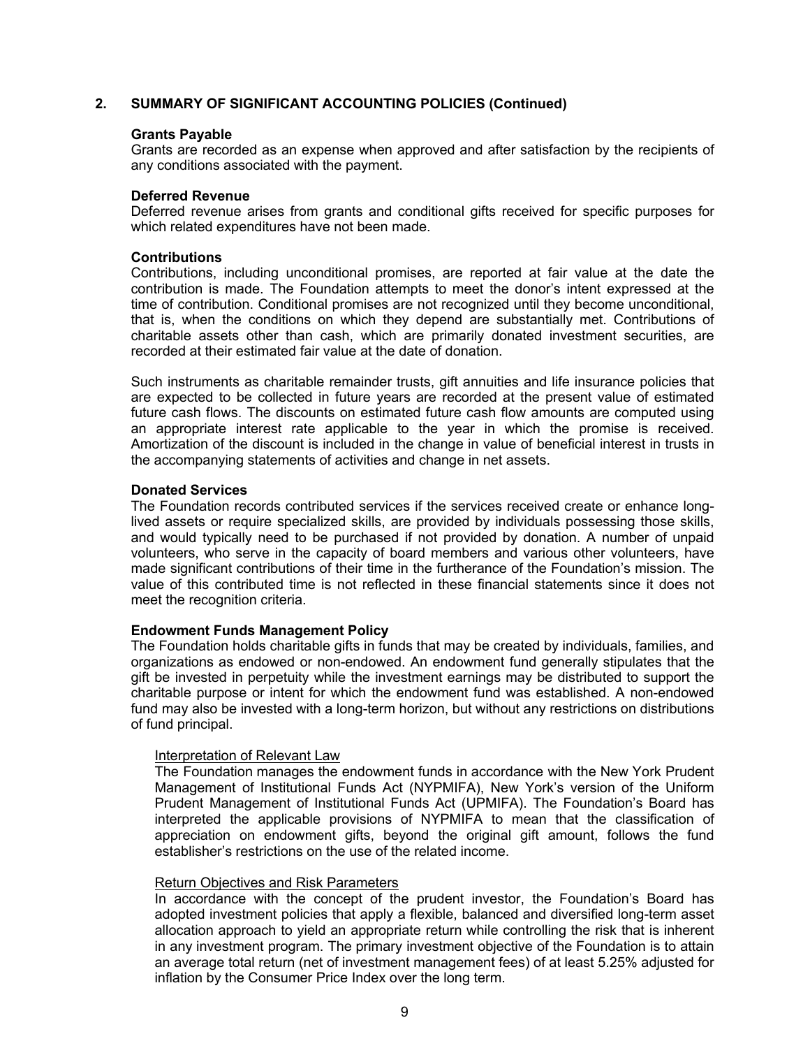## 2. SUMMARY OF SIGNIFICANT ACCOUNTING POLICIES (Continued)

**Grants Payable**
Grants are recorded as an expense when approved and after satisfaction by the recipients of any conditions associated with the payment.

**Deferred Revenue**
Deferred revenue arises from grants and conditional gifts received for specific purposes for which related expenditures have not been made.

**Contributions**
Contributions, including unconditional promises, are reported at fair value at the date the contribution is made. The Foundation attempts to meet the donor's intent expressed at the time of contribution. Conditional promises are not recognized until they become unconditional, that is, when the conditions on which they depend are substantially met. Contributions of charitable assets other than cash, which are primarily donated investment securities, are recorded at their estimated fair value at the date of donation.

Such instruments as charitable remainder trusts, gift annuities and life insurance policies that are expected to be collected in future years are recorded at the present value of estimated future cash flows. The discounts on estimated future cash flow amounts are computed using an appropriate interest rate applicable to the year in which the promise is received. Amortization of the discount is included in the change in value of beneficial interest in trusts in the accompanying statements of activities and change in net assets.

**Donated Services**
The Foundation records contributed services if the services received create or enhance long-lived assets or require specialized skills, are provided by individuals possessing those skills, and would typically need to be purchased if not provided by donation. A number of unpaid volunteers, who serve in the capacity of board members and various other volunteers, have made significant contributions of their time in the furtherance of the Foundation's mission. The value of this contributed time is not reflected in these financial statements since it does not meet the recognition criteria.

**Endowment Funds Management Policy**
The Foundation holds charitable gifts in funds that may be created by individuals, families, and organizations as endowed or non-endowed. An endowment fund generally stipulates that the gift be invested in perpetuity while the investment earnings may be distributed to support the charitable purpose or intent for which the endowment fund was established. A non-endowed fund may also be invested with a long-term horizon, but without any restrictions on distributions of fund principal.

Interpretation of Relevant Law
The Foundation manages the endowment funds in accordance with the New York Prudent Management of Institutional Funds Act (NYPMIFA), New York's version of the Uniform Prudent Management of Institutional Funds Act (UPMIFA). The Foundation's Board has interpreted the applicable provisions of NYPMIFA to mean that the classification of appreciation on endowment gifts, beyond the original gift amount, follows the fund establisher's restrictions on the use of the related income.

Return Objectives and Risk Parameters
In accordance with the concept of the prudent investor, the Foundation's Board has adopted investment policies that apply a flexible, balanced and diversified long-term asset allocation approach to yield an appropriate return while controlling the risk that is inherent in any investment program. The primary investment objective of the Foundation is to attain an average total return (net of investment management fees) of at least 5.25% adjusted for inflation by the Consumer Price Index over the long term.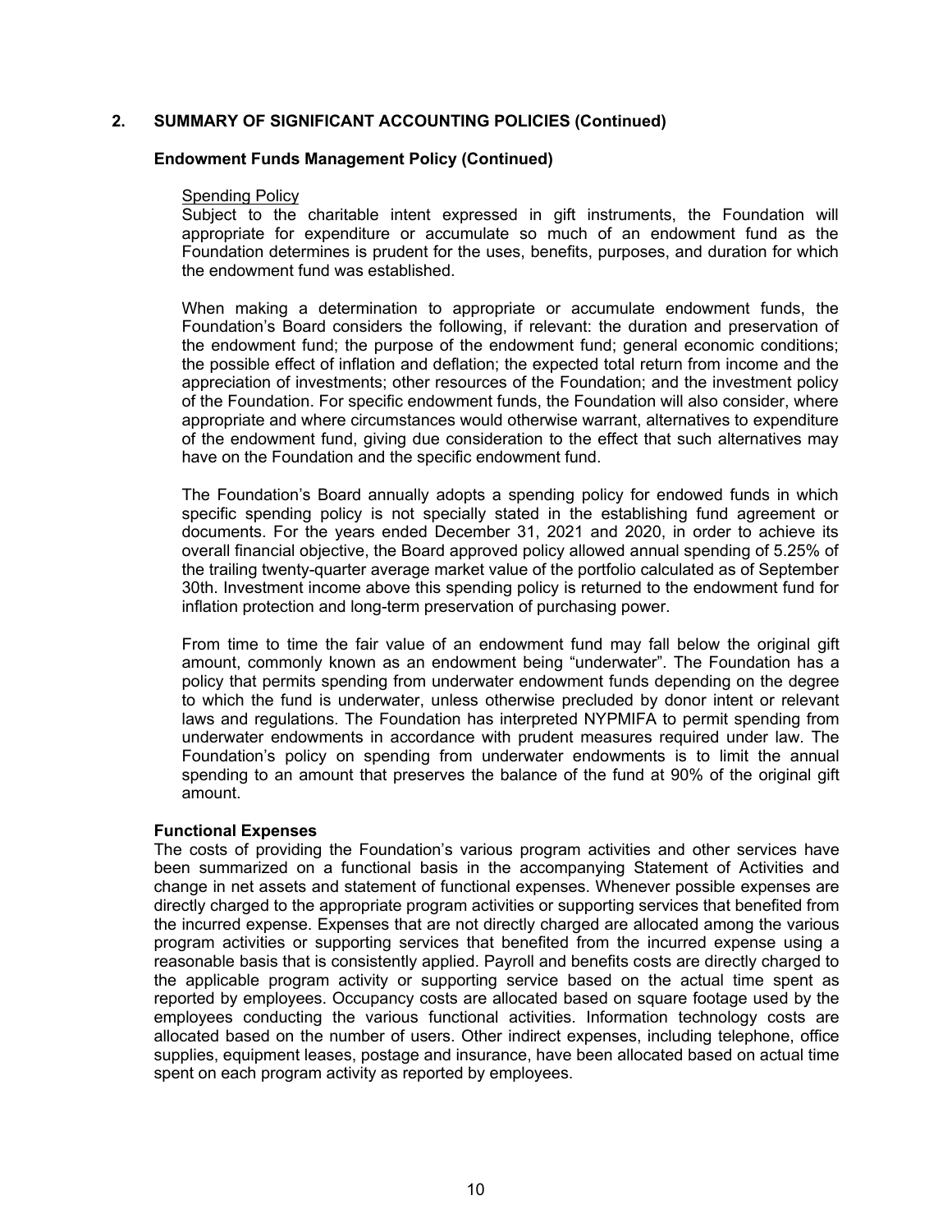## 2. SUMMARY OF SIGNIFICANT ACCOUNTING POLICIES (Continued)

### Endowment Funds Management Policy (Continued)

Spending Policy

Subject to the charitable intent expressed in gift instruments, the Foundation will appropriate for expenditure or accumulate so much of an endowment fund as the Foundation determines is prudent for the uses, benefits, purposes, and duration for which the endowment fund was established.

When making a determination to appropriate or accumulate endowment funds, the Foundation's Board considers the following, if relevant: the duration and preservation of the endowment fund; the purpose of the endowment fund; general economic conditions; the possible effect of inflation and deflation; the expected total return from income and the appreciation of investments; other resources of the Foundation; and the investment policy of the Foundation. For specific endowment funds, the Foundation will also consider, where appropriate and where circumstances would otherwise warrant, alternatives to expenditure of the endowment fund, giving due consideration to the effect that such alternatives may have on the Foundation and the specific endowment fund.

The Foundation's Board annually adopts a spending policy for endowed funds in which specific spending policy is not specially stated in the establishing fund agreement or documents. For the years ended December 31, 2021 and 2020, in order to achieve its overall financial objective, the Board approved policy allowed annual spending of 5.25% of the trailing twenty-quarter average market value of the portfolio calculated as of September 30th. Investment income above this spending policy is returned to the endowment fund for inflation protection and long-term preservation of purchasing power.

From time to time the fair value of an endowment fund may fall below the original gift amount, commonly known as an endowment being "underwater". The Foundation has a policy that permits spending from underwater endowment funds depending on the degree to which the fund is underwater, unless otherwise precluded by donor intent or relevant laws and regulations. The Foundation has interpreted NYPMIFA to permit spending from underwater endowments in accordance with prudent measures required under law. The Foundation's policy on spending from underwater endowments is to limit the annual spending to an amount that preserves the balance of the fund at 90% of the original gift amount.

### Functional Expenses

The costs of providing the Foundation's various program activities and other services have been summarized on a functional basis in the accompanying Statement of Activities and change in net assets and statement of functional expenses. Whenever possible expenses are directly charged to the appropriate program activities or supporting services that benefited from the incurred expense. Expenses that are not directly charged are allocated among the various program activities or supporting services that benefited from the incurred expense using a reasonable basis that is consistently applied. Payroll and benefits costs are directly charged to the applicable program activity or supporting service based on the actual time spent as reported by employees. Occupancy costs are allocated based on square footage used by the employees conducting the various functional activities. Information technology costs are allocated based on the number of users. Other indirect expenses, including telephone, office supplies, equipment leases, postage and insurance, have been allocated based on actual time spent on each program activity as reported by employees.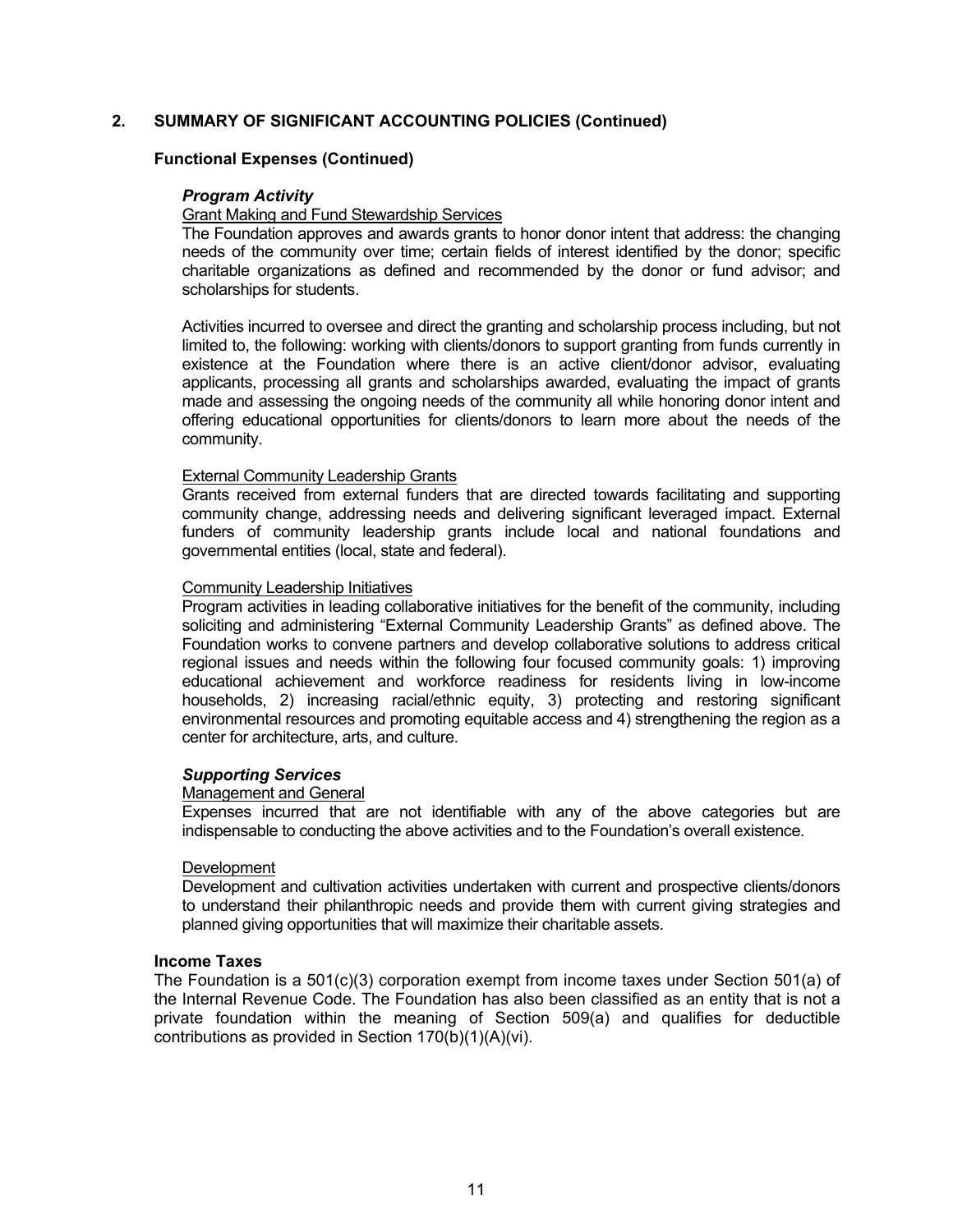## 2. SUMMARY OF SIGNIFICANT ACCOUNTING POLICIES (Continued)

### Functional Expenses (Continued)

***Program Activity***

Grant Making and Fund Stewardship Services

The Foundation approves and awards grants to honor donor intent that address: the changing needs of the community over time; certain fields of interest identified by the donor; specific charitable organizations as defined and recommended by the donor or fund advisor; and scholarships for students.

Activities incurred to oversee and direct the granting and scholarship process including, but not limited to, the following: working with clients/donors to support granting from funds currently in existence at the Foundation where there is an active client/donor advisor, evaluating applicants, processing all grants and scholarships awarded, evaluating the impact of grants made and assessing the ongoing needs of the community all while honoring donor intent and offering educational opportunities for clients/donors to learn more about the needs of the community.

External Community Leadership Grants

Grants received from external funders that are directed towards facilitating and supporting community change, addressing needs and delivering significant leveraged impact. External funders of community leadership grants include local and national foundations and governmental entities (local, state and federal).

Community Leadership Initiatives

Program activities in leading collaborative initiatives for the benefit of the community, including soliciting and administering "External Community Leadership Grants" as defined above. The Foundation works to convene partners and develop collaborative solutions to address critical regional issues and needs within the following four focused community goals: 1) improving educational achievement and workforce readiness for residents living in low-income households, 2) increasing racial/ethnic equity, 3) protecting and restoring significant environmental resources and promoting equitable access and 4) strengthening the region as a center for architecture, arts, and culture.

***Supporting Services***

Management and General

Expenses incurred that are not identifiable with any of the above categories but are indispensable to conducting the above activities and to the Foundation's overall existence.

Development

Development and cultivation activities undertaken with current and prospective clients/donors to understand their philanthropic needs and provide them with current giving strategies and planned giving opportunities that will maximize their charitable assets.

### Income Taxes

The Foundation is a 501(c)(3) corporation exempt from income taxes under Section 501(a) of the Internal Revenue Code. The Foundation has also been classified as an entity that is not a private foundation within the meaning of Section 509(a) and qualifies for deductible contributions as provided in Section 170(b)(1)(A)(vi).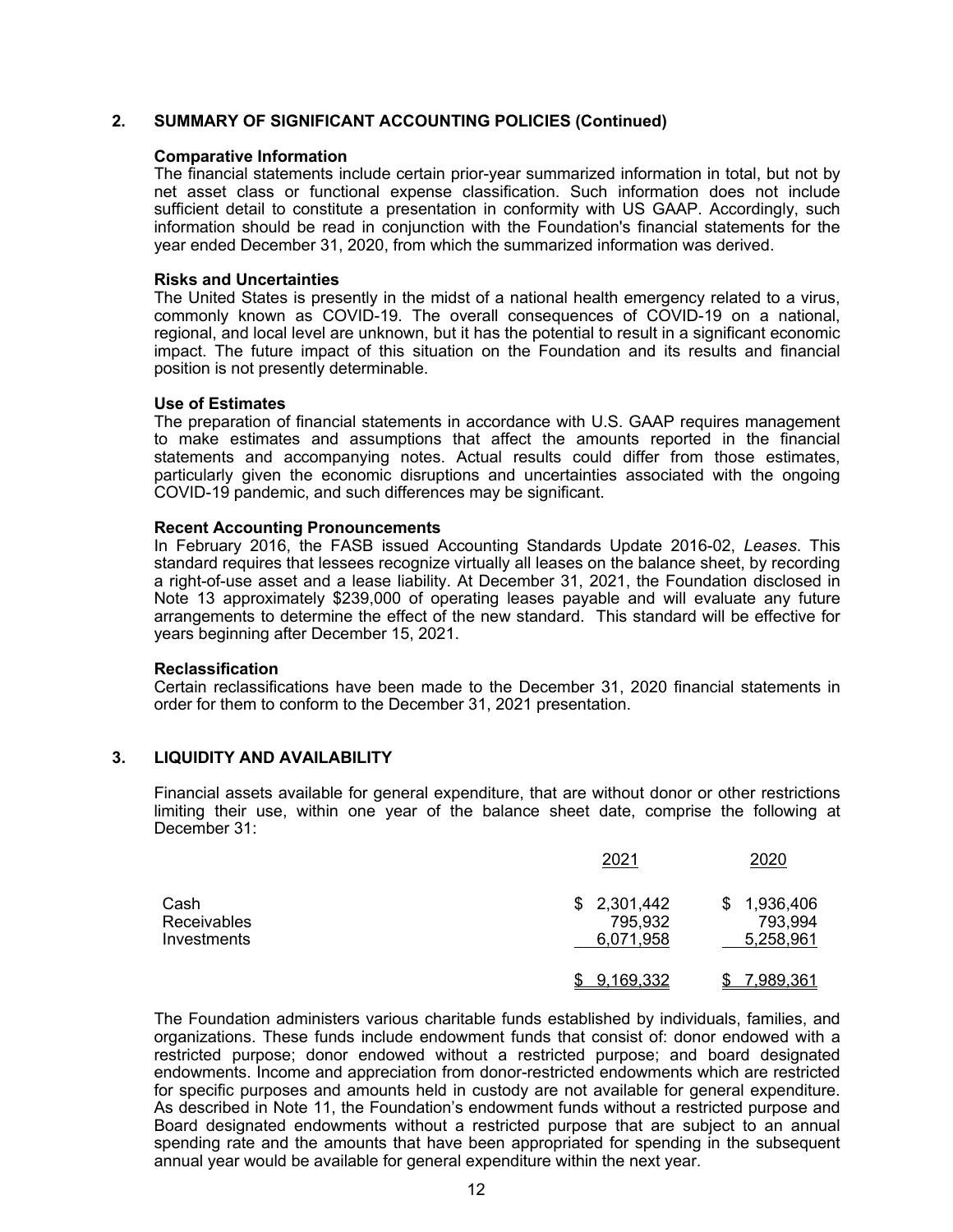## 2. SUMMARY OF SIGNIFICANT ACCOUNTING POLICIES (Continued)

### Comparative Information

The financial statements include certain prior-year summarized information in total, but not by net asset class or functional expense classification. Such information does not include sufficient detail to constitute a presentation in conformity with US GAAP. Accordingly, such information should be read in conjunction with the Foundation's financial statements for the year ended December 31, 2020, from which the summarized information was derived.

### Risks and Uncertainties

The United States is presently in the midst of a national health emergency related to a virus, commonly known as COVID-19. The overall consequences of COVID-19 on a national, regional, and local level are unknown, but it has the potential to result in a significant economic impact. The future impact of this situation on the Foundation and its results and financial position is not presently determinable.

### Use of Estimates

The preparation of financial statements in accordance with U.S. GAAP requires management to make estimates and assumptions that affect the amounts reported in the financial statements and accompanying notes. Actual results could differ from those estimates, particularly given the economic disruptions and uncertainties associated with the ongoing COVID-19 pandemic, and such differences may be significant.

### Recent Accounting Pronouncements

In February 2016, the FASB issued Accounting Standards Update 2016-02, *Leases*. This standard requires that lessees recognize virtually all leases on the balance sheet, by recording a right-of-use asset and a lease liability. At December 31, 2021, the Foundation disclosed in Note 13 approximately $239,000 of operating leases payable and will evaluate any future arrangements to determine the effect of the new standard. This standard will be effective for years beginning after December 15, 2021.

### Reclassification

Certain reclassifications have been made to the December 31, 2020 financial statements in order for them to conform to the December 31, 2021 presentation.

## 3. LIQUIDITY AND AVAILABILITY

Financial assets available for general expenditure, that are without donor or other restrictions limiting their use, within one year of the balance sheet date, comprise the following at December 31:

| | 2021 | 2020 |
|---|---|---|
| Cash | $ 2,301,442 | $ 1,936,406 |
| Receivables | 795,932 | 793,994 |
| Investments | 6,071,958 | 5,258,961 |
| | $ 9,169,332 | $ 7,989,361 |

The Foundation administers various charitable funds established by individuals, families, and organizations. These funds include endowment funds that consist of: donor endowed with a restricted purpose; donor endowed without a restricted purpose; and board designated endowments. Income and appreciation from donor-restricted endowments which are restricted for specific purposes and amounts held in custody are not available for general expenditure. As described in Note 11, the Foundation's endowment funds without a restricted purpose and Board designated endowments without a restricted purpose that are subject to an annual spending rate and the amounts that have been appropriated for spending in the subsequent annual year would be available for general expenditure within the next year.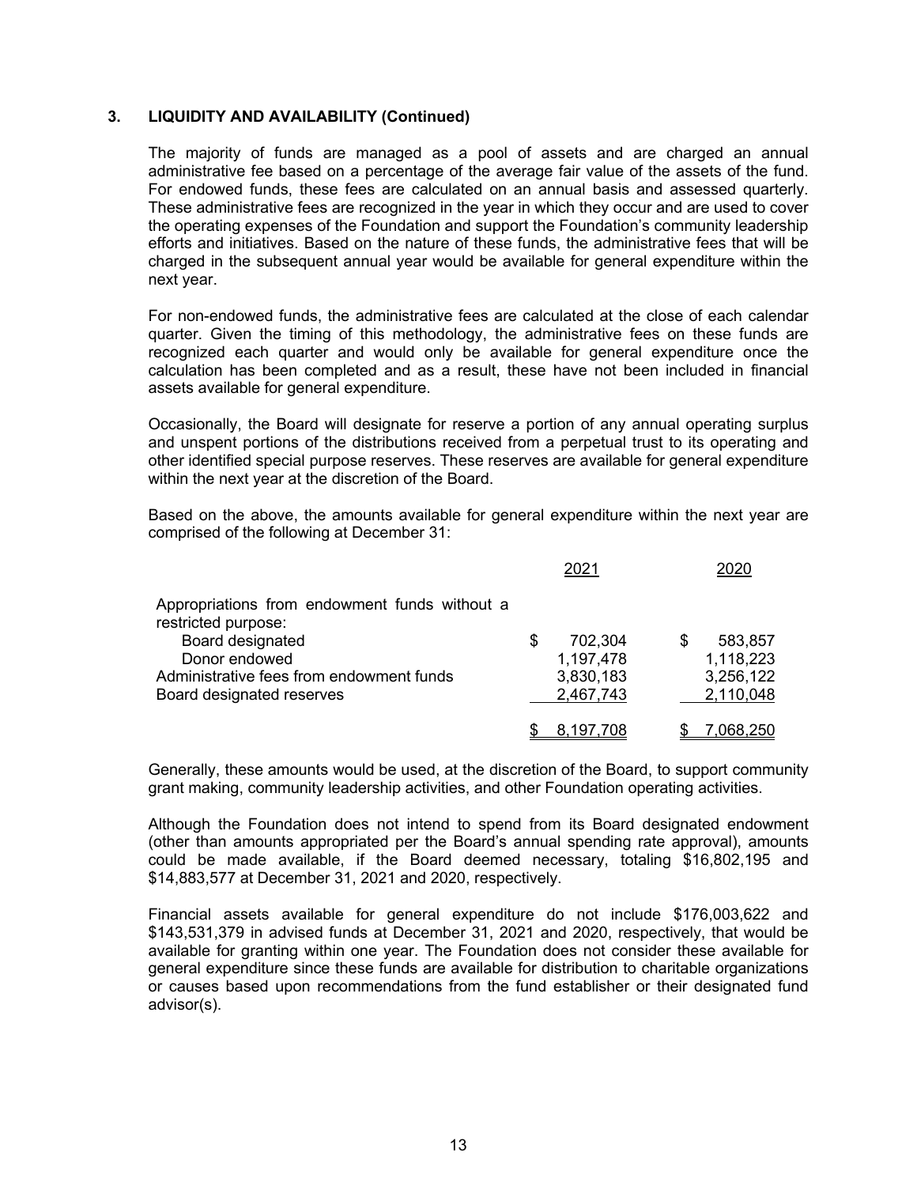### 3. LIQUIDITY AND AVAILABILITY (Continued)

The majority of funds are managed as a pool of assets and are charged an annual administrative fee based on a percentage of the average fair value of the assets of the fund. For endowed funds, these fees are calculated on an annual basis and assessed quarterly. These administrative fees are recognized in the year in which they occur and are used to cover the operating expenses of the Foundation and support the Foundation's community leadership efforts and initiatives. Based on the nature of these funds, the administrative fees that will be charged in the subsequent annual year would be available for general expenditure within the next year.

For non-endowed funds, the administrative fees are calculated at the close of each calendar quarter. Given the timing of this methodology, the administrative fees on these funds are recognized each quarter and would only be available for general expenditure once the calculation has been completed and as a result, these have not been included in financial assets available for general expenditure.

Occasionally, the Board will designate for reserve a portion of any annual operating surplus and unspent portions of the distributions received from a perpetual trust to its operating and other identified special purpose reserves. These reserves are available for general expenditure within the next year at the discretion of the Board.

Based on the above, the amounts available for general expenditure within the next year are comprised of the following at December 31:

| | 2021 | 2020 |
|---|---|---|
| Appropriations from endowment funds without a restricted purpose: | | |
| Board designated | $ 702,304 | $ 583,857 |
| Donor endowed | 1,197,478 | 1,118,223 |
| Administrative fees from endowment funds | 3,830,183 | 3,256,122 |
| Board designated reserves | 2,467,743 | 2,110,048 |
| | $ 8,197,708 | $ 7,068,250 |

Generally, these amounts would be used, at the discretion of the Board, to support community grant making, community leadership activities, and other Foundation operating activities.

Although the Foundation does not intend to spend from its Board designated endowment (other than amounts appropriated per the Board's annual spending rate approval), amounts could be made available, if the Board deemed necessary, totaling $16,802,195 and $14,883,577 at December 31, 2021 and 2020, respectively.

Financial assets available for general expenditure do not include $176,003,622 and $143,531,379 in advised funds at December 31, 2021 and 2020, respectively, that would be available for granting within one year. The Foundation does not consider these available for general expenditure since these funds are available for distribution to charitable organizations or causes based upon recommendations from the fund establisher or their designated fund advisor(s).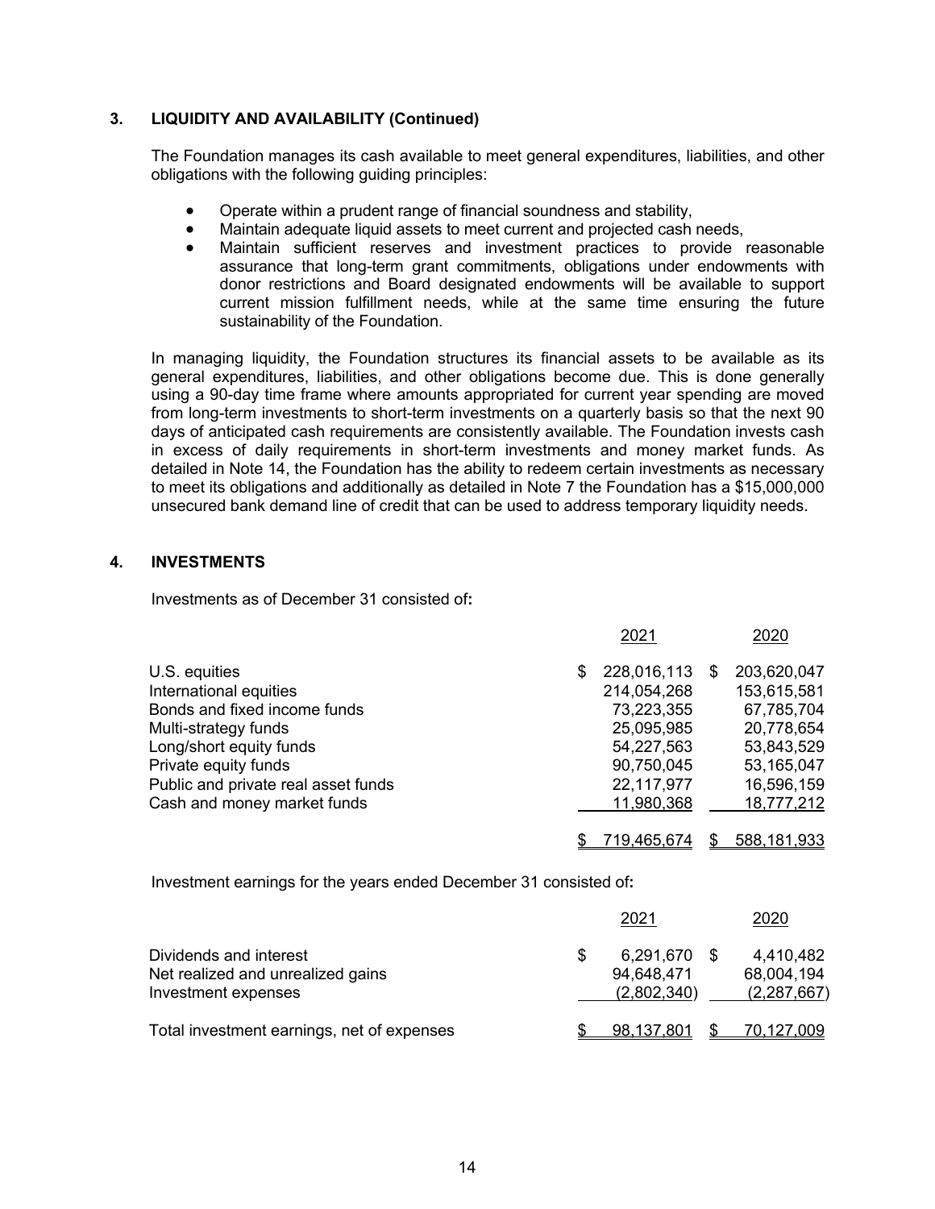### 3. LIQUIDITY AND AVAILABILITY (Continued)

The Foundation manages its cash available to meet general expenditures, liabilities, and other obligations with the following guiding principles:

- Operate within a prudent range of financial soundness and stability,
- Maintain adequate liquid assets to meet current and projected cash needs,
- Maintain sufficient reserves and investment practices to provide reasonable assurance that long-term grant commitments, obligations under endowments with donor restrictions and Board designated endowments will be available to support current mission fulfillment needs, while at the same time ensuring the future sustainability of the Foundation.

In managing liquidity, the Foundation structures its financial assets to be available as its general expenditures, liabilities, and other obligations become due. This is done generally using a 90-day time frame where amounts appropriated for current year spending are moved from long-term investments to short-term investments on a quarterly basis so that the next 90 days of anticipated cash requirements are consistently available. The Foundation invests cash in excess of daily requirements in short-term investments and money market funds. As detailed in Note 14, the Foundation has the ability to redeem certain investments as necessary to meet its obligations and additionally as detailed in Note 7 the Foundation has a $15,000,000 unsecured bank demand line of credit that can be used to address temporary liquidity needs.

### 4. INVESTMENTS

Investments as of December 31 consisted of**:**

| | 2021 | 2020 |
|---|---|---|
| U.S. equities | $ 228,016,113 | $ 203,620,047 |
| International equities | 214,054,268 | 153,615,581 |
| Bonds and fixed income funds | 73,223,355 | 67,785,704 |
| Multi-strategy funds | 25,095,985 | 20,778,654 |
| Long/short equity funds | 54,227,563 | 53,843,529 |
| Private equity funds | 90,750,045 | 53,165,047 |
| Public and private real asset funds | 22,117,977 | 16,596,159 |
| Cash and money market funds | 11,980,368 | 18,777,212 |
| | $ 719,465,674 | $ 588,181,933 |

Investment earnings for the years ended December 31 consisted of**:**

| | 2021 | 2020 |
|---|---|---|
| Dividends and interest | $ 6,291,670 | $ 4,410,482 |
| Net realized and unrealized gains | 94,648,471 | 68,004,194 |
| Investment expenses | (2,802,340) | (2,287,667) |
| Total investment earnings, net of expenses | $ 98,137,801 | $ 70,127,009 |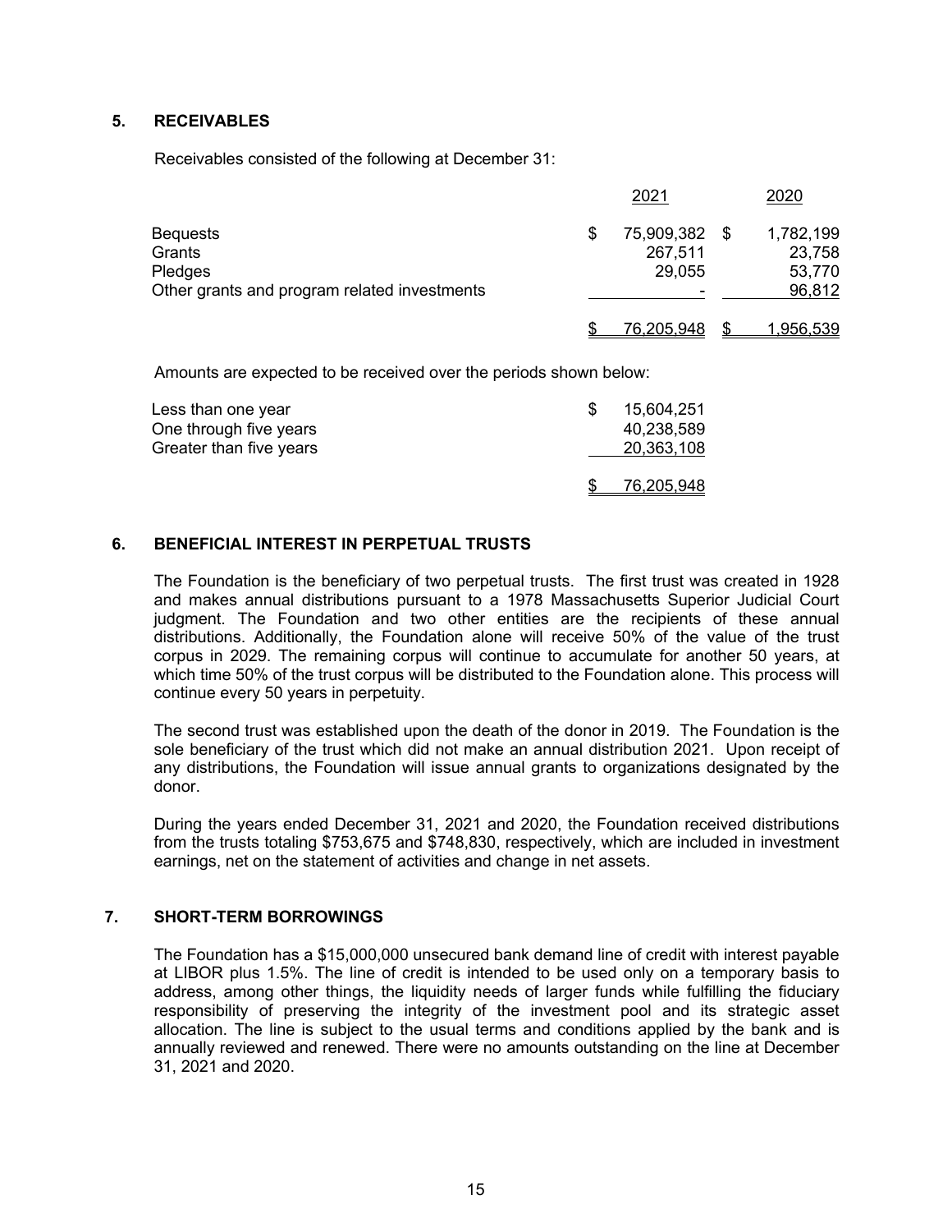## 5. RECEIVABLES

Receivables consisted of the following at December 31:

| | 2021 | 2020 |
|---|---|---|
| Bequests | $ 75,909,382 | $ 1,782,199 |
| Grants | 267,511 | 23,758 |
| Pledges | 29,055 | 53,770 |
| Other grants and program related investments | - | 96,812 |
| | $ 76,205,948 | $ 1,956,539 |

Amounts are expected to be received over the periods shown below:

| | |
|---|---|
| Less than one year | $ 15,604,251 |
| One through five years | 40,238,589 |
| Greater than five years | 20,363,108 |
| | $ 76,205,948 |

## 6. BENEFICIAL INTEREST IN PERPETUAL TRUSTS

The Foundation is the beneficiary of two perpetual trusts. The first trust was created in 1928 and makes annual distributions pursuant to a 1978 Massachusetts Superior Judicial Court judgment. The Foundation and two other entities are the recipients of these annual distributions. Additionally, the Foundation alone will receive 50% of the value of the trust corpus in 2029. The remaining corpus will continue to accumulate for another 50 years, at which time 50% of the trust corpus will be distributed to the Foundation alone. This process will continue every 50 years in perpetuity.

The second trust was established upon the death of the donor in 2019. The Foundation is the sole beneficiary of the trust which did not make an annual distribution 2021. Upon receipt of any distributions, the Foundation will issue annual grants to organizations designated by the donor.

During the years ended December 31, 2021 and 2020, the Foundation received distributions from the trusts totaling $753,675 and $748,830, respectively, which are included in investment earnings, net on the statement of activities and change in net assets.

## 7. SHORT-TERM BORROWINGS

The Foundation has a $15,000,000 unsecured bank demand line of credit with interest payable at LIBOR plus 1.5%. The line of credit is intended to be used only on a temporary basis to address, among other things, the liquidity needs of larger funds while fulfilling the fiduciary responsibility of preserving the integrity of the investment pool and its strategic asset allocation. The line is subject to the usual terms and conditions applied by the bank and is annually reviewed and renewed. There were no amounts outstanding on the line at December 31, 2021 and 2020.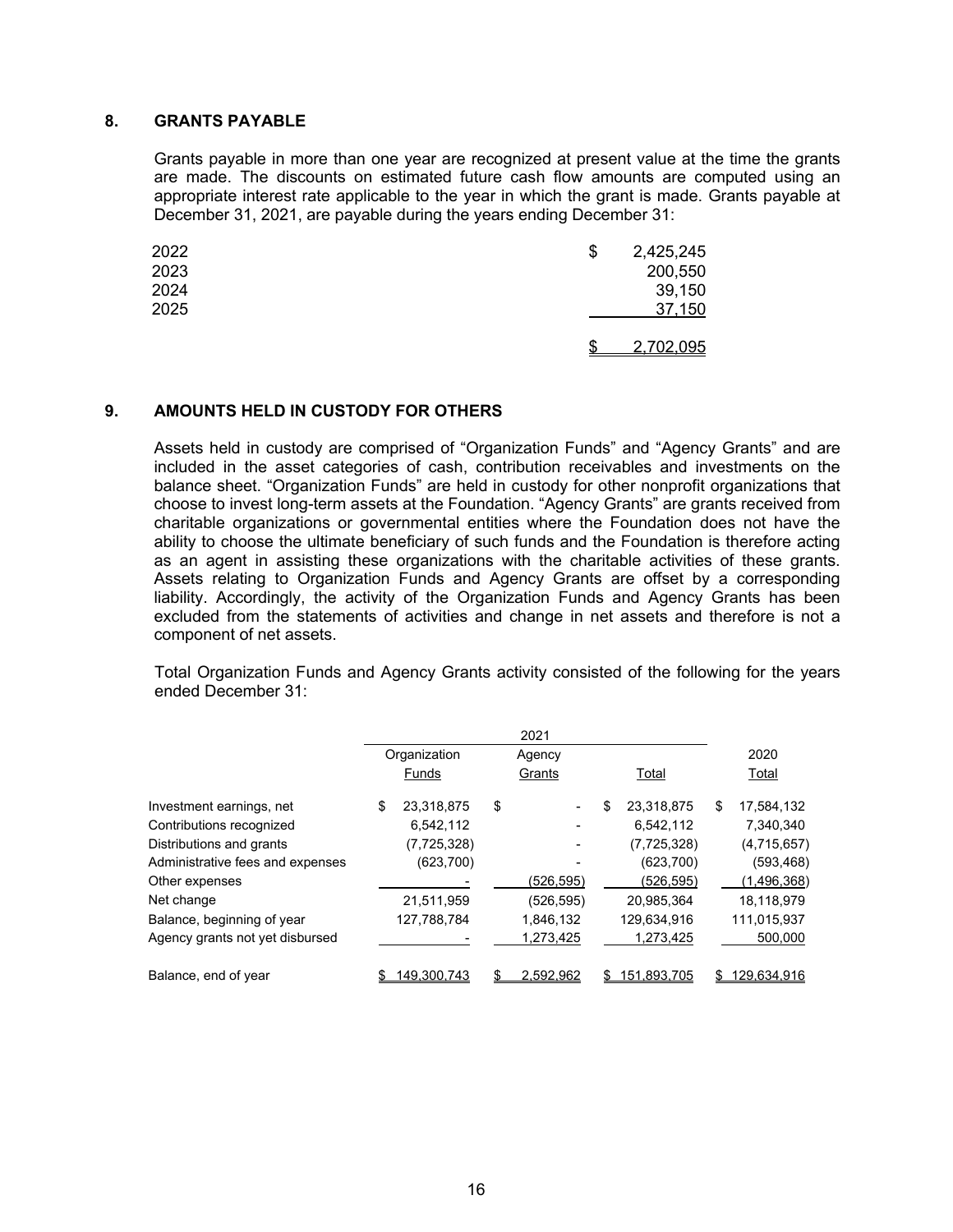## 8. GRANTS PAYABLE

Grants payable in more than one year are recognized at present value at the time the grants are made. The discounts on estimated future cash flow amounts are computed using an appropriate interest rate applicable to the year in which the grant is made. Grants payable at December 31, 2021, are payable during the years ending December 31:

| | |
|---|---|
| 2022 | $ 2,425,245 |
| 2023 | 200,550 |
| 2024 | 39,150 |
| 2025 | 37,150 |
| | $ 2,702,095 |

## 9. AMOUNTS HELD IN CUSTODY FOR OTHERS

Assets held in custody are comprised of "Organization Funds" and "Agency Grants" and are included in the asset categories of cash, contribution receivables and investments on the balance sheet. "Organization Funds" are held in custody for other nonprofit organizations that choose to invest long-term assets at the Foundation. "Agency Grants" are grants received from charitable organizations or governmental entities where the Foundation does not have the ability to choose the ultimate beneficiary of such funds and the Foundation is therefore acting as an agent in assisting these organizations with the charitable activities of these grants. Assets relating to Organization Funds and Agency Grants are offset by a corresponding liability. Accordingly, the activity of the Organization Funds and Agency Grants has been excluded from the statements of activities and change in net assets and therefore is not a component of net assets.

Total Organization Funds and Agency Grants activity consisted of the following for the years ended December 31:

| | 2021 | | | |
|---|---|---|---|---|
| | Organization Funds | Agency Grants | Total | 2020 Total |
| Investment earnings, net | $ 23,318,875 | $ - | $ 23,318,875 | $ 17,584,132 |
| Contributions recognized | 6,542,112 | - | 6,542,112 | 7,340,340 |
| Distributions and grants | (7,725,328) | - | (7,725,328) | (4,715,657) |
| Administrative fees and expenses | (623,700) | - | (623,700) | (593,468) |
| Other expenses | - | (526,595) | (526,595) | (1,496,368) |
| Net change | 21,511,959 | (526,595) | 20,985,364 | 18,118,979 |
| Balance, beginning of year | 127,788,784 | 1,846,132 | 129,634,916 | 111,015,937 |
| Agency grants not yet disbursed | - | 1,273,425 | 1,273,425 | 500,000 |
| Balance, end of year | $ 149,300,743 | $ 2,592,962 | $ 151,893,705 | $ 129,634,916 |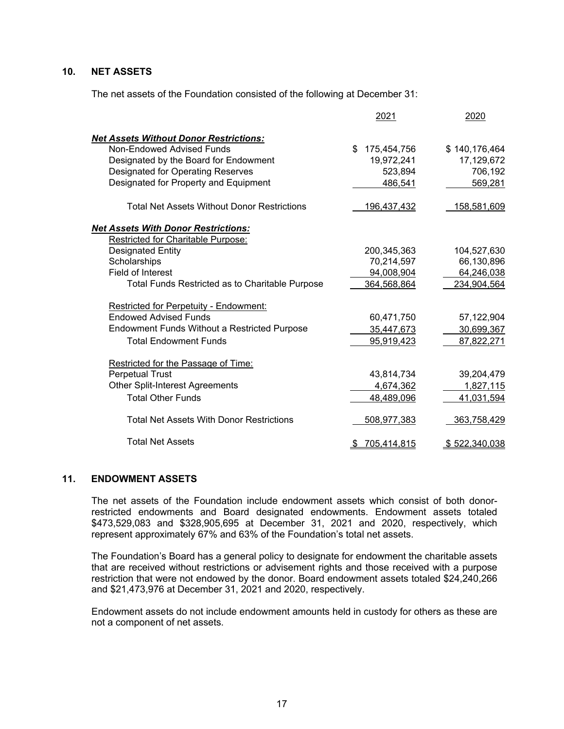## 10. NET ASSETS

The net assets of the Foundation consisted of the following at December 31:

| | 2021 | 2020 |
|---|---|---|
| ***Net Assets Without Donor Restrictions:*** | | |
| Non-Endowed Advised Funds | $ 175,454,756 | $ 140,176,464 |
| Designated by the Board for Endowment | 19,972,241 | 17,129,672 |
| Designated for Operating Reserves | 523,894 | 706,192 |
| Designated for Property and Equipment | 486,541 | 569,281 |
| Total Net Assets Without Donor Restrictions | 196,437,432 | 158,581,609 |
| ***Net Assets With Donor Restrictions:*** | | |
| Restricted for Charitable Purpose: | | |
| Designated Entity | 200,345,363 | 104,527,630 |
| Scholarships | 70,214,597 | 66,130,896 |
| Field of Interest | 94,008,904 | 64,246,038 |
| Total Funds Restricted as to Charitable Purpose | 364,568,864 | 234,904,564 |
| Restricted for Perpetuity - Endowment: | | |
| Endowed Advised Funds | 60,471,750 | 57,122,904 |
| Endowment Funds Without a Restricted Purpose | 35,447,673 | 30,699,367 |
| Total Endowment Funds | 95,919,423 | 87,822,271 |
| Restricted for the Passage of Time: | | |
| Perpetual Trust | 43,814,734 | 39,204,479 |
| Other Split-Interest Agreements | 4,674,362 | 1,827,115 |
| Total Other Funds | 48,489,096 | 41,031,594 |
| Total Net Assets With Donor Restrictions | 508,977,383 | 363,758,429 |
| Total Net Assets | $ 705,414,815 | $ 522,340,038 |

## 11. ENDOWMENT ASSETS

The net assets of the Foundation include endowment assets which consist of both donor-restricted endowments and Board designated endowments. Endowment assets totaled $473,529,083 and $328,905,695 at December 31, 2021 and 2020, respectively, which represent approximately 67% and 63% of the Foundation's total net assets.

The Foundation's Board has a general policy to designate for endowment the charitable assets that are received without restrictions or advisement rights and those received with a purpose restriction that were not endowed by the donor. Board endowment assets totaled $24,240,266 and $21,473,976 at December 31, 2021 and 2020, respectively.

Endowment assets do not include endowment amounts held in custody for others as these are not a component of net assets.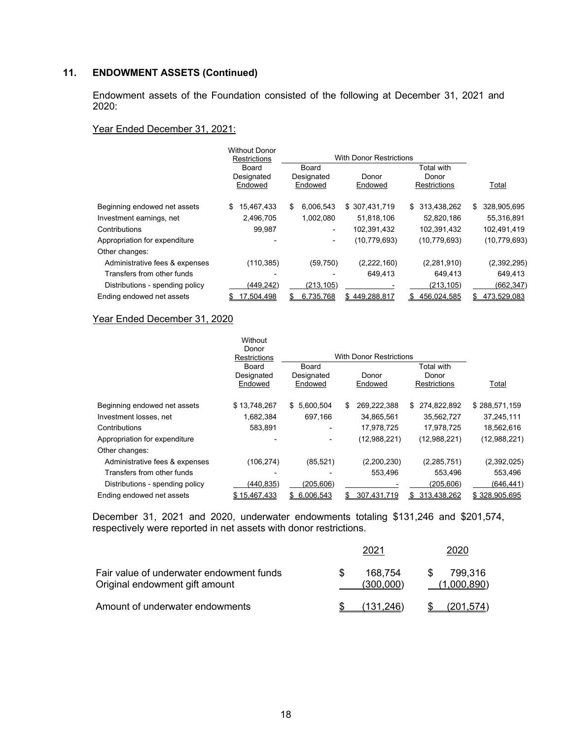## 11. ENDOWMENT ASSETS (Continued)

Endowment assets of the Foundation consisted of the following at December 31, 2021 and 2020:

Year Ended December 31, 2021:

| | Without Donor Restrictions | With Donor Restrictions | | | |
|---|---|---|---|---|---|
| | Board Designated Endowed | Board Designated Endowed | Donor Endowed | Total with Donor Restrictions | Total |
| Beginning endowed net assets | $ 15,467,433 | $ 6,006,543 | $ 307,431,719 | $ 313,438,262 | $ 328,905,695 |
| Investment earnings, net | 2,496,705 | 1,002,080 | 51,818,106 | 52,820,186 | 55,316,891 |
| Contributions | 99,987 | - | 102,391,432 | 102,391,432 | 102,491,419 |
| Appropriation for expenditure | - | - | (10,779,693) | (10,779,693) | (10,779,693) |
| Other changes: | | | | | |
| Administrative fees & expenses | (110,385) | (59,750) | (2,222,160) | (2,281,910) | (2,392,295) |
| Transfers from other funds | - | - | 649,413 | 649,413 | 649,413 |
| Distributions - spending policy | (449,242) | (213,105) | - | (213,105) | (662,347) |
| Ending endowed net assets | $ 17,504,498 | $ 6,735,768 | $ 449,288,817 | $ 456,024,585 | $ 473,529,083 |

Year Ended December 31, 2020

| | Without Donor Restrictions | With Donor Restrictions | | | |
|---|---|---|---|---|---|
| | Board Designated Endowed | Board Designated Endowed | Donor Endowed | Total with Donor Restrictions | Total |
| Beginning endowed net assets | $ 13,748,267 | $ 5,600,504 | $ 269,222,388 | $ 274,822,892 | $ 288,571,159 |
| Investment losses, net | 1,682,384 | 697,166 | 34,865,561 | 35,562,727 | 37,245,111 |
| Contributions | 583,891 | - | 17,978,725 | 17,978,725 | 18,562,616 |
| Appropriation for expenditure | - | - | (12,988,221) | (12,988,221) | (12,988,221) |
| Other changes: | | | | | |
| Administrative fees & expenses | (106,274) | (85,521) | (2,200,230) | (2,285,751) | (2,392,025) |
| Transfers from other funds | - | - | 553,496 | 553,496 | 553,496 |
| Distributions - spending policy | (440,835) | (205,606) | - | (205,606) | (646,441) |
| Ending endowed net assets | $ 15,467,433 | $ 6,006,543 | $ 307,431,719 | $ 313,438,262 | $ 328,905,695 |

December 31, 2021 and 2020, underwater endowments totaling $131,246 and $201,574, respectively were reported in net assets with donor restrictions.

| | 2021 | 2020 |
|---|---|---|
| Fair value of underwater endowment funds | $ 168,754 | $ 799,316 |
| Original endowment gift amount | (300,000) | (1,000,890) |
| Amount of underwater endowments | $ (131,246) | $ (201,574) |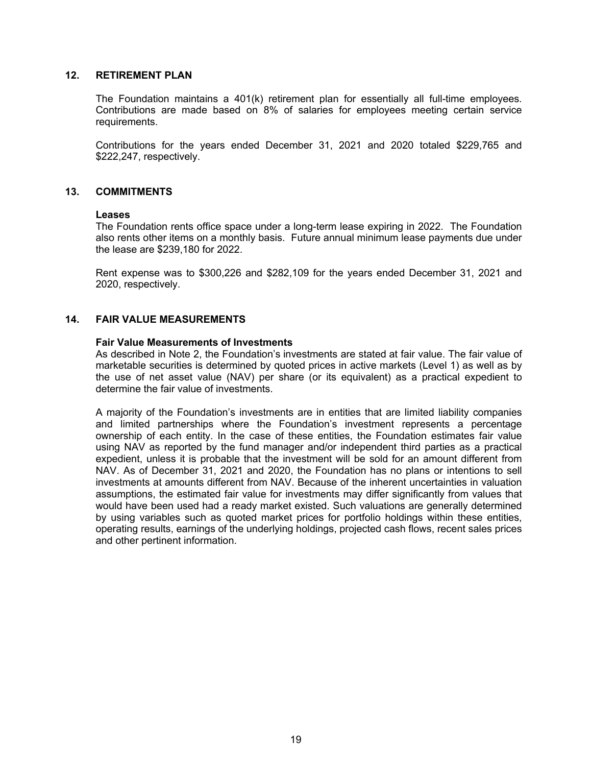## 12. RETIREMENT PLAN

The Foundation maintains a 401(k) retirement plan for essentially all full-time employees. Contributions are made based on 8% of salaries for employees meeting certain service requirements.

Contributions for the years ended December 31, 2021 and 2020 totaled $229,765 and $222,247, respectively.

## 13. COMMITMENTS

**Leases**

The Foundation rents office space under a long-term lease expiring in 2022. The Foundation also rents other items on a monthly basis. Future annual minimum lease payments due under the lease are $239,180 for 2022.

Rent expense was to $300,226 and $282,109 for the years ended December 31, 2021 and 2020, respectively.

## 14. FAIR VALUE MEASUREMENTS

**Fair Value Measurements of Investments**

As described in Note 2, the Foundation's investments are stated at fair value. The fair value of marketable securities is determined by quoted prices in active markets (Level 1) as well as by the use of net asset value (NAV) per share (or its equivalent) as a practical expedient to determine the fair value of investments.

A majority of the Foundation's investments are in entities that are limited liability companies and limited partnerships where the Foundation's investment represents a percentage ownership of each entity. In the case of these entities, the Foundation estimates fair value using NAV as reported by the fund manager and/or independent third parties as a practical expedient, unless it is probable that the investment will be sold for an amount different from NAV. As of December 31, 2021 and 2020, the Foundation has no plans or intentions to sell investments at amounts different from NAV. Because of the inherent uncertainties in valuation assumptions, the estimated fair value for investments may differ significantly from values that would have been used had a ready market existed. Such valuations are generally determined by using variables such as quoted market prices for portfolio holdings within these entities, operating results, earnings of the underlying holdings, projected cash flows, recent sales prices and other pertinent information.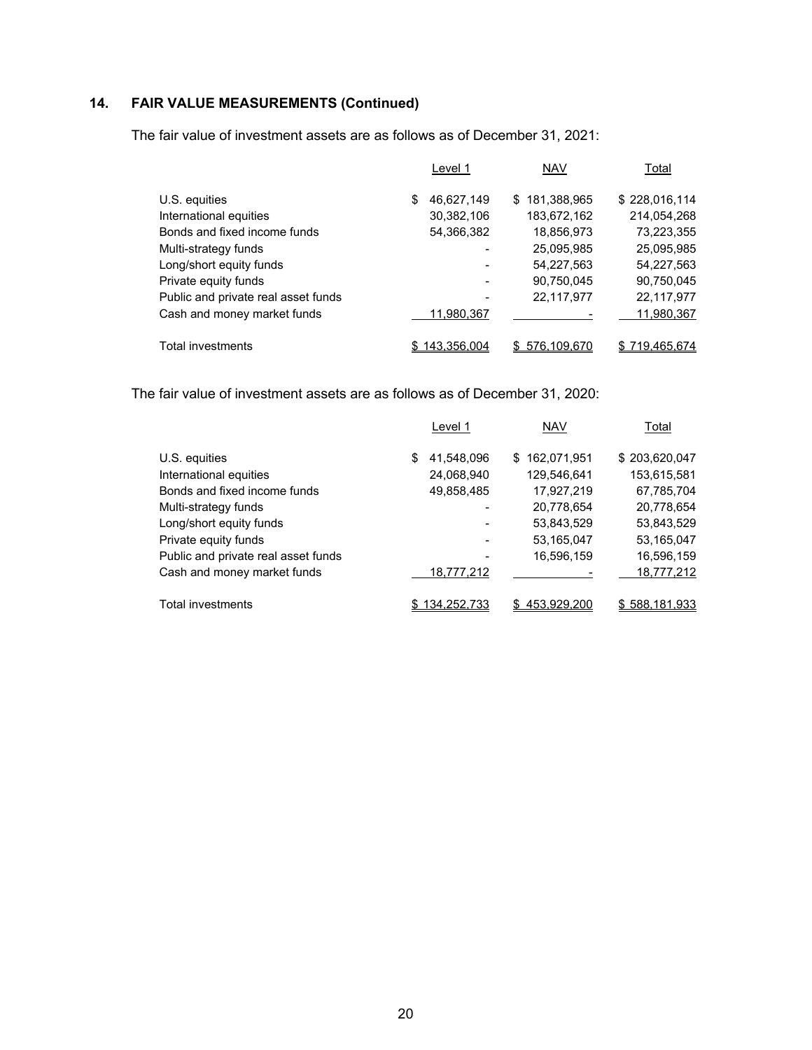## 14. FAIR VALUE MEASUREMENTS (Continued)

The fair value of investment assets are as follows as of December 31, 2021:

| | Level 1 | NAV | Total |
|---|---|---|---|
| U.S. equities | $ 46,627,149 | $ 181,388,965 | $ 228,016,114 |
| International equities | 30,382,106 | 183,672,162 | 214,054,268 |
| Bonds and fixed income funds | 54,366,382 | 18,856,973 | 73,223,355 |
| Multi-strategy funds | - | 25,095,985 | 25,095,985 |
| Long/short equity funds | - | 54,227,563 | 54,227,563 |
| Private equity funds | - | 90,750,045 | 90,750,045 |
| Public and private real asset funds | - | 22,117,977 | 22,117,977 |
| Cash and money market funds | 11,980,367 | - | 11,980,367 |
| Total investments | $ 143,356,004 | $ 576,109,670 | $ 719,465,674 |

The fair value of investment assets are as follows as of December 31, 2020:

| | Level 1 | NAV | Total |
|---|---|---|---|
| U.S. equities | $ 41,548,096 | $ 162,071,951 | $ 203,620,047 |
| International equities | 24,068,940 | 129,546,641 | 153,615,581 |
| Bonds and fixed income funds | 49,858,485 | 17,927,219 | 67,785,704 |
| Multi-strategy funds | - | 20,778,654 | 20,778,654 |
| Long/short equity funds | - | 53,843,529 | 53,843,529 |
| Private equity funds | - | 53,165,047 | 53,165,047 |
| Public and private real asset funds | - | 16,596,159 | 16,596,159 |
| Cash and money market funds | 18,777,212 | - | 18,777,212 |
| Total investments | $ 134,252,733 | $ 453,929,200 | $ 588,181,933 |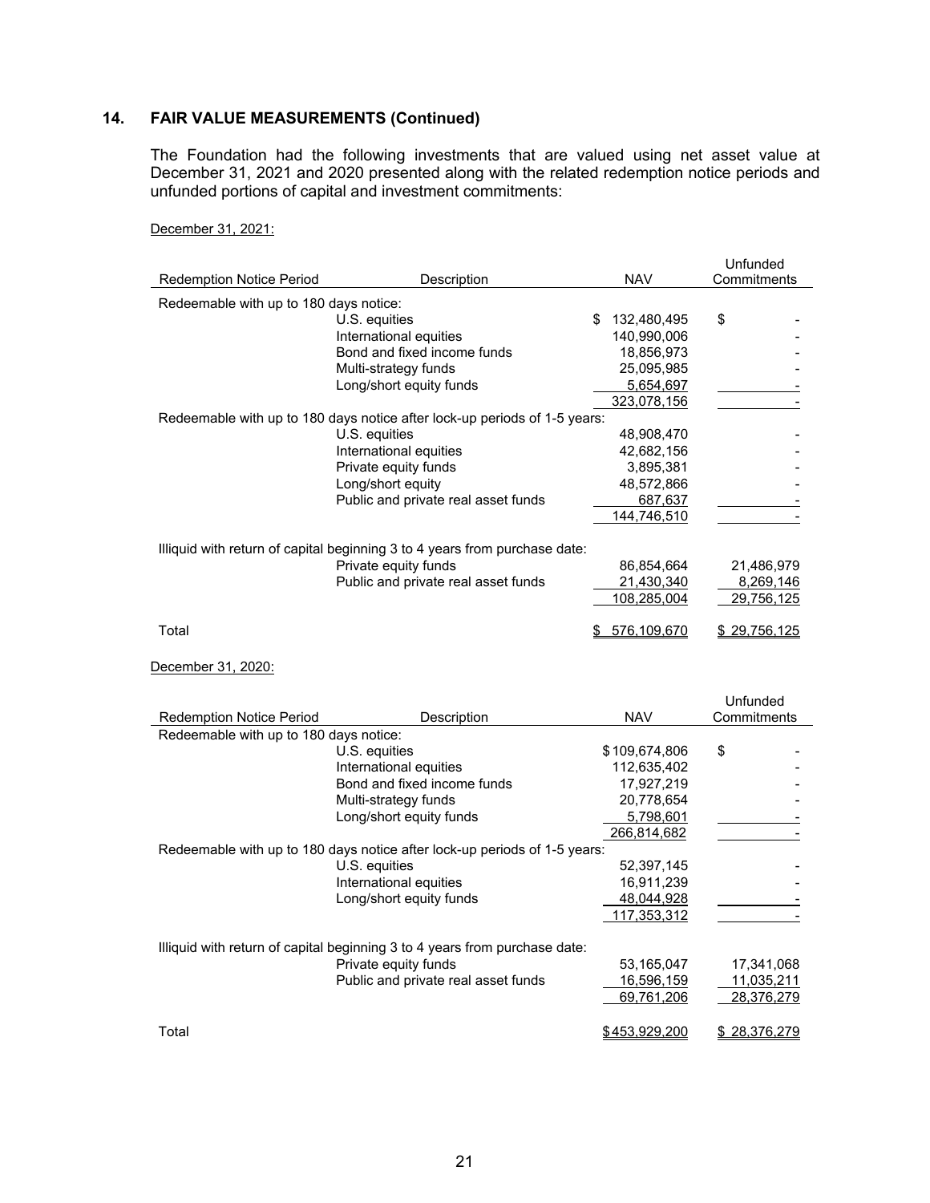## 14. FAIR VALUE MEASUREMENTS (Continued)

The Foundation had the following investments that are valued using net asset value at December 31, 2021 and 2020 presented along with the related redemption notice periods and unfunded portions of capital and investment commitments:

December 31, 2021:

| Redemption Notice Period | Description | NAV | Unfunded Commitments |
|---|---|---|---|
| Redeemable with up to 180 days notice: | | | |
| | U.S. equities | $ 132,480,495 | $ - |
| | International equities | 140,990,006 | - |
| | Bond and fixed income funds | 18,856,973 | - |
| | Multi-strategy funds | 25,095,985 | - |
| | Long/short equity funds | 5,654,697 | - |
| | | 323,078,156 | - |
| Redeemable with up to 180 days notice after lock-up periods of 1-5 years: | | | |
| | U.S. equities | 48,908,470 | - |
| | International equities | 42,682,156 | - |
| | Private equity funds | 3,895,381 | - |
| | Long/short equity | 48,572,866 | - |
| | Public and private real asset funds | 687,637 | - |
| | | 144,746,510 | - |
| Illiquid with return of capital beginning 3 to 4 years from purchase date: | | | |
| | Private equity funds | 86,854,664 | 21,486,979 |
| | Public and private real asset funds | 21,430,340 | 8,269,146 |
| | | 108,285,004 | 29,756,125 |
| Total | | $ 576,109,670 | $ 29,756,125 |

December 31, 2020:

| Redemption Notice Period | Description | NAV | Unfunded Commitments |
|---|---|---|---|
| Redeemable with up to 180 days notice: | | | |
| | U.S. equities | $ 109,674,806 | $ - |
| | International equities | 112,635,402 | - |
| | Bond and fixed income funds | 17,927,219 | - |
| | Multi-strategy funds | 20,778,654 | - |
| | Long/short equity funds | 5,798,601 | - |
| | | 266,814,682 | - |
| Redeemable with up to 180 days notice after lock-up periods of 1-5 years: | | | |
| | U.S. equities | 52,397,145 | - |
| | International equities | 16,911,239 | - |
| | Long/short equity funds | 48,044,928 | - |
| | | 117,353,312 | - |
| Illiquid with return of capital beginning 3 to 4 years from purchase date: | | | |
| | Private equity funds | 53,165,047 | 17,341,068 |
| | Public and private real asset funds | 16,596,159 | 11,035,211 |
| | | 69,761,206 | 28,376,279 |
| Total | | $ 453,929,200 | $ 28,376,279 |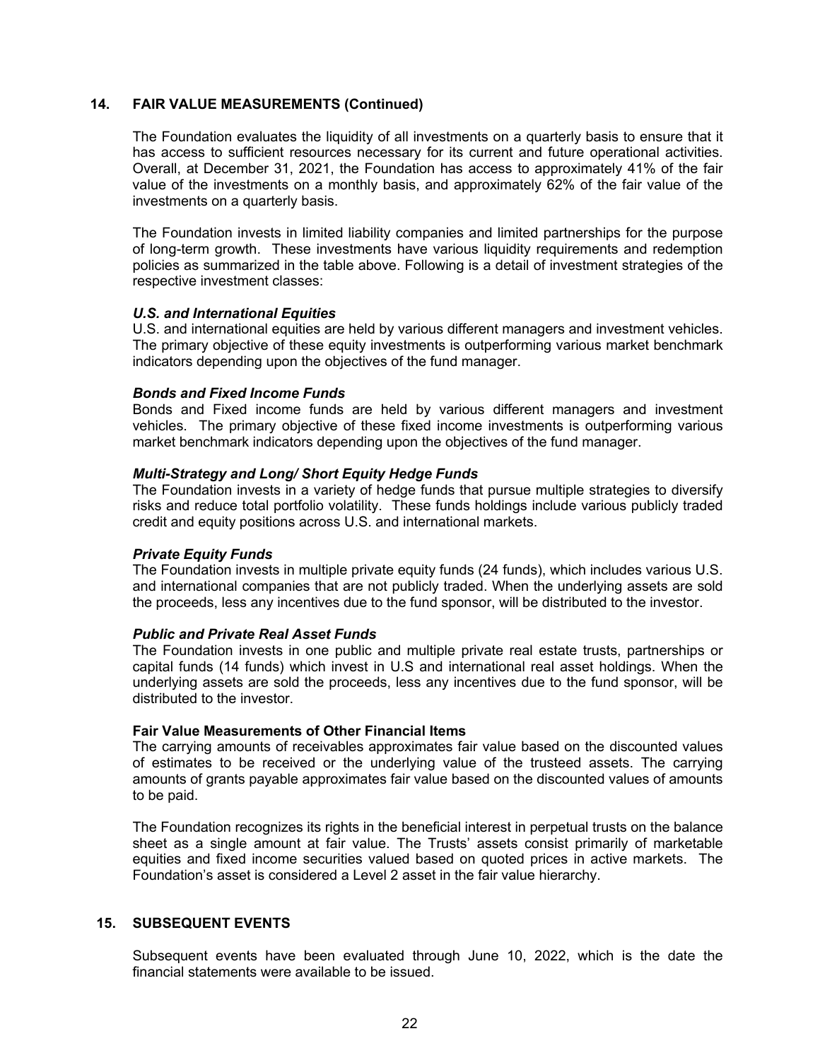## 14. FAIR VALUE MEASUREMENTS (Continued)

The Foundation evaluates the liquidity of all investments on a quarterly basis to ensure that it has access to sufficient resources necessary for its current and future operational activities. Overall, at December 31, 2021, the Foundation has access to approximately 41% of the fair value of the investments on a monthly basis, and approximately 62% of the fair value of the investments on a quarterly basis.

The Foundation invests in limited liability companies and limited partnerships for the purpose of long-term growth. These investments have various liquidity requirements and redemption policies as summarized in the table above. Following is a detail of investment strategies of the respective investment classes:

***U.S. and International Equities***
U.S. and international equities are held by various different managers and investment vehicles. The primary objective of these equity investments is outperforming various market benchmark indicators depending upon the objectives of the fund manager.

***Bonds and Fixed Income Funds***
Bonds and Fixed income funds are held by various different managers and investment vehicles. The primary objective of these fixed income investments is outperforming various market benchmark indicators depending upon the objectives of the fund manager.

***Multi-Strategy and Long/ Short Equity Hedge Funds***
The Foundation invests in a variety of hedge funds that pursue multiple strategies to diversify risks and reduce total portfolio volatility. These funds holdings include various publicly traded credit and equity positions across U.S. and international markets.

***Private Equity Funds***
The Foundation invests in multiple private equity funds (24 funds), which includes various U.S. and international companies that are not publicly traded. When the underlying assets are sold the proceeds, less any incentives due to the fund sponsor, will be distributed to the investor.

***Public and Private Real Asset Funds***
The Foundation invests in one public and multiple private real estate trusts, partnerships or capital funds (14 funds) which invest in U.S and international real asset holdings. When the underlying assets are sold the proceeds, less any incentives due to the fund sponsor, will be distributed to the investor.

**Fair Value Measurements of Other Financial Items**
The carrying amounts of receivables approximates fair value based on the discounted values of estimates to be received or the underlying value of the trusteed assets. The carrying amounts of grants payable approximates fair value based on the discounted values of amounts to be paid.

The Foundation recognizes its rights in the beneficial interest in perpetual trusts on the balance sheet as a single amount at fair value. The Trusts' assets consist primarily of marketable equities and fixed income securities valued based on quoted prices in active markets. The Foundation's asset is considered a Level 2 asset in the fair value hierarchy.

## 15. SUBSEQUENT EVENTS

Subsequent events have been evaluated through June 10, 2022, which is the date the financial statements were available to be issued.